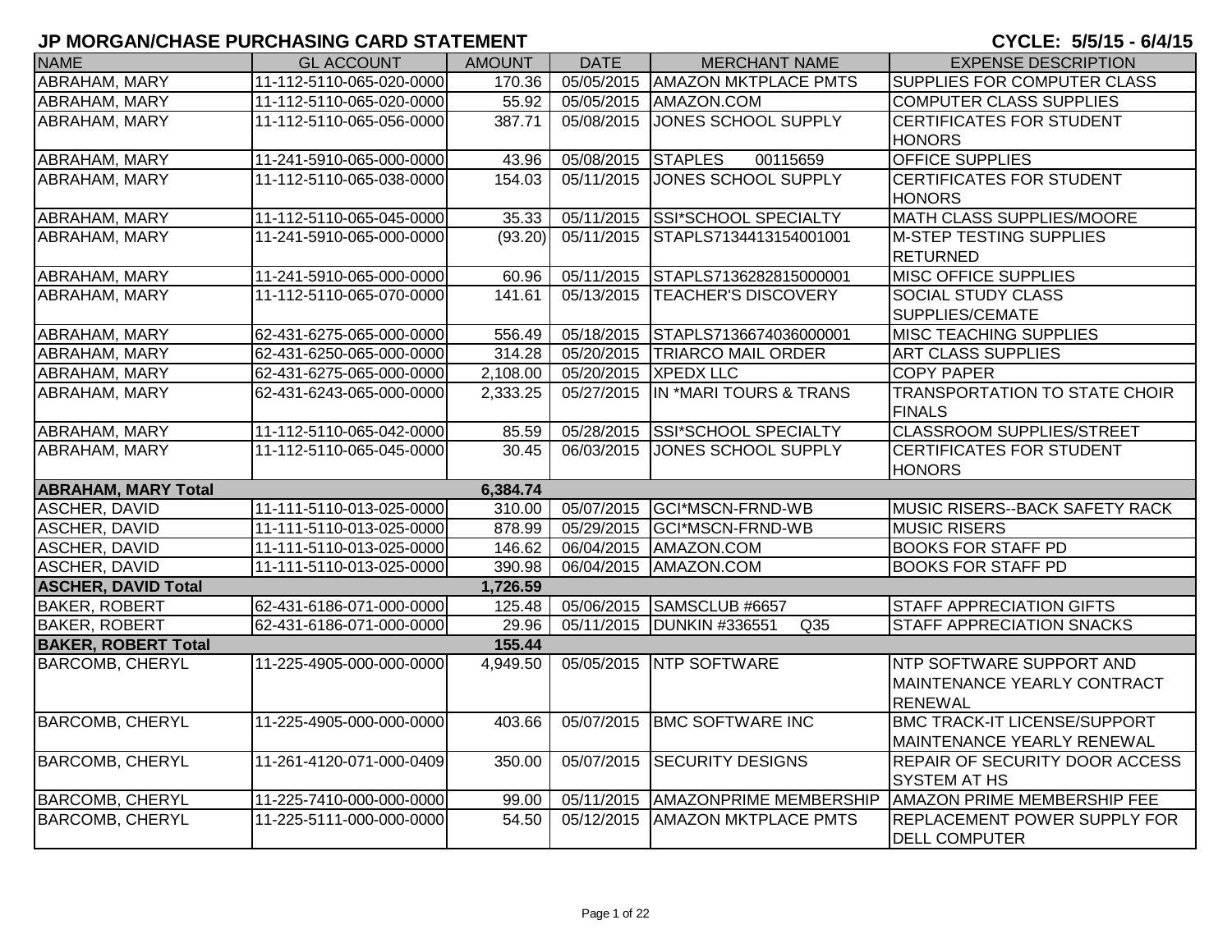# JP MORGAN/CHASE PURCHASING CARD STATEMENT

CYCLE: 5/5/15 - 6/4/15

| NAME | GL ACCOUNT | AMOUNT | DATE | MERCHANT NAME | EXPENSE DESCRIPTION |
|---|---|---|---|---|---|
| ABRAHAM, MARY | 11-112-5110-065-020-0000 | 170.36 | 05/05/2015 | AMAZON MKTPLACE PMTS | SUPPLIES FOR COMPUTER CLASS |
| ABRAHAM, MARY | 11-112-5110-065-020-0000 | 55.92 | 05/05/2015 | AMAZON.COM | COMPUTER CLASS SUPPLIES |
| ABRAHAM, MARY | 11-112-5110-065-056-0000 | 387.71 | 05/08/2015 | JONES SCHOOL SUPPLY | CERTIFICATES FOR STUDENT HONORS |
| ABRAHAM, MARY | 11-241-5910-065-000-0000 | 43.96 | 05/08/2015 | STAPLES 00115659 | OFFICE SUPPLIES |
| ABRAHAM, MARY | 11-112-5110-065-038-0000 | 154.03 | 05/11/2015 | JONES SCHOOL SUPPLY | CERTIFICATES FOR STUDENT HONORS |
| ABRAHAM, MARY | 11-112-5110-065-045-0000 | 35.33 | 05/11/2015 | SSI*SCHOOL SPECIALTY | MATH CLASS SUPPLIES/MOORE |
| ABRAHAM, MARY | 11-241-5910-065-000-0000 | (93.20) | 05/11/2015 | STAPLS7134413154001001 | M-STEP TESTING SUPPLIES RETURNED |
| ABRAHAM, MARY | 11-241-5910-065-000-0000 | 60.96 | 05/11/2015 | STAPLS7136282815000001 | MISC OFFICE SUPPLIES |
| ABRAHAM, MARY | 11-112-5110-065-070-0000 | 141.61 | 05/13/2015 | TEACHER'S DISCOVERY | SOCIAL STUDY CLASS SUPPLIES/CEMATE |
| ABRAHAM, MARY | 62-431-6275-065-000-0000 | 556.49 | 05/18/2015 | STAPLS7136674036000001 | MISC TEACHING SUPPLIES |
| ABRAHAM, MARY | 62-431-6250-065-000-0000 | 314.28 | 05/20/2015 | TRIARCO MAIL ORDER | ART CLASS SUPPLIES |
| ABRAHAM, MARY | 62-431-6275-065-000-0000 | 2,108.00 | 05/20/2015 | XPEDX LLC | COPY PAPER |
| ABRAHAM, MARY | 62-431-6243-065-000-0000 | 2,333.25 | 05/27/2015 | IN *MARI TOURS & TRANS | TRANSPORTATION TO STATE CHOIR FINALS |
| ABRAHAM, MARY | 11-112-5110-065-042-0000 | 85.59 | 05/28/2015 | SSI*SCHOOL SPECIALTY | CLASSROOM SUPPLIES/STREET |
| ABRAHAM, MARY | 11-112-5110-065-045-0000 | 30.45 | 06/03/2015 | JONES SCHOOL SUPPLY | CERTIFICATES FOR STUDENT HONORS |
| **ABRAHAM, MARY Total** | | **6,384.74** | | | |
| ASCHER, DAVID | 11-111-5110-013-025-0000 | 310.00 | 05/07/2015 | GCI*MSCN-FRND-WB | MUSIC RISERS--BACK SAFETY RACK |
| ASCHER, DAVID | 11-111-5110-013-025-0000 | 878.99 | 05/29/2015 | GCI*MSCN-FRND-WB | MUSIC RISERS |
| ASCHER, DAVID | 11-111-5110-013-025-0000 | 146.62 | 06/04/2015 | AMAZON.COM | BOOKS FOR STAFF PD |
| ASCHER, DAVID | 11-111-5110-013-025-0000 | 390.98 | 06/04/2015 | AMAZON.COM | BOOKS FOR STAFF PD |
| **ASCHER, DAVID Total** | | **1,726.59** | | | |
| BAKER, ROBERT | 62-431-6186-071-000-0000 | 125.48 | 05/06/2015 | SAMSCLUB #6657 | STAFF APPRECIATION GIFTS |
| BAKER, ROBERT | 62-431-6186-071-000-0000 | 29.96 | 05/11/2015 | DUNKIN #336551 Q35 | STAFF APPRECIATION SNACKS |
| **BAKER, ROBERT Total** | | **155.44** | | | |
| BARCOMB, CHERYL | 11-225-4905-000-000-0000 | 4,949.50 | 05/05/2015 | NTP SOFTWARE | NTP SOFTWARE SUPPORT AND MAINTENANCE YEARLY CONTRACT RENEWAL |
| BARCOMB, CHERYL | 11-225-4905-000-000-0000 | 403.66 | 05/07/2015 | BMC SOFTWARE INC | BMC TRACK-IT LICENSE/SUPPORT MAINTENANCE YEARLY RENEWAL |
| BARCOMB, CHERYL | 11-261-4120-071-000-0409 | 350.00 | 05/07/2015 | SECURITY DESIGNS | REPAIR OF SECURITY DOOR ACCESS SYSTEM AT HS |
| BARCOMB, CHERYL | 11-225-7410-000-000-0000 | 99.00 | 05/11/2015 | AMAZONPRIME MEMBERSHIP | AMAZON PRIME MEMBERSHIP FEE |
| BARCOMB, CHERYL | 11-225-5111-000-000-0000 | 54.50 | 05/12/2015 | AMAZON MKTPLACE PMTS | REPLACEMENT POWER SUPPLY FOR DELL COMPUTER |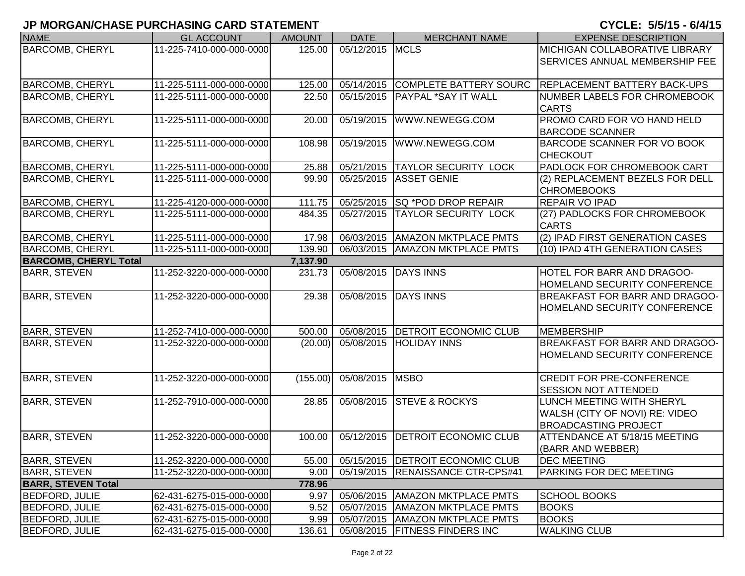## JP MORGAN/CHASE PURCHASING CARD STATEMENT

**CYCLE: 5/5/15 - 6/4/15**

| NAME | GL ACCOUNT | AMOUNT | DATE | MERCHANT NAME | EXPENSE DESCRIPTION |
|---|---|---|---|---|---|
| BARCOMB, CHERYL | 11-225-7410-000-000-0000 | 125.00 | 05/12/2015 | MCLS | MICHIGAN COLLABORATIVE LIBRARY SERVICES ANNUAL MEMBERSHIP FEE |
| BARCOMB, CHERYL | 11-225-5111-000-000-0000 | 125.00 | 05/14/2015 | COMPLETE BATTERY SOURC | REPLACEMENT BATTERY BACK-UPS |
| BARCOMB, CHERYL | 11-225-5111-000-000-0000 | 22.50 | 05/15/2015 | PAYPAL *SAY IT WALL | NUMBER LABELS FOR CHROMEBOOK CARTS |
| BARCOMB, CHERYL | 11-225-5111-000-000-0000 | 20.00 | 05/19/2015 | WWW.NEWEGG.COM | PROMO CARD FOR VO HAND HELD BARCODE SCANNER |
| BARCOMB, CHERYL | 11-225-5111-000-000-0000 | 108.98 | 05/19/2015 | WWW.NEWEGG.COM | BARCODE SCANNER FOR VO BOOK CHECKOUT |
| BARCOMB, CHERYL | 11-225-5111-000-000-0000 | 25.88 | 05/21/2015 | TAYLOR SECURITY LOCK | PADLOCK FOR CHROMEBOOK CART |
| BARCOMB, CHERYL | 11-225-5111-000-000-0000 | 99.90 | 05/25/2015 | ASSET GENIE | (2) REPLACEMENT BEZELS FOR DELL CHROMEBOOKS |
| BARCOMB, CHERYL | 11-225-4120-000-000-0000 | 111.75 | 05/25/2015 | SQ *POD DROP REPAIR | REPAIR VO IPAD |
| BARCOMB, CHERYL | 11-225-5111-000-000-0000 | 484.35 | 05/27/2015 | TAYLOR SECURITY LOCK | (27) PADLOCKS FOR CHROMEBOOK CARTS |
| BARCOMB, CHERYL | 11-225-5111-000-000-0000 | 17.98 | 06/03/2015 | AMAZON MKTPLACE PMTS | (2) IPAD FIRST GENERATION CASES |
| BARCOMB, CHERYL | 11-225-5111-000-000-0000 | 139.90 | 06/03/2015 | AMAZON MKTPLACE PMTS | (10) IPAD 4TH GENERATION CASES |
| **BARCOMB, CHERYL Total** | | **7,137.90** | | | |
| BARR, STEVEN | 11-252-3220-000-000-0000 | 231.73 | 05/08/2015 | DAYS INNS | HOTEL FOR BARR AND DRAGOO-HOMELAND SECURITY CONFERENCE |
| BARR, STEVEN | 11-252-3220-000-000-0000 | 29.38 | 05/08/2015 | DAYS INNS | BREAKFAST FOR BARR AND DRAGOO-HOMELAND SECURITY CONFERENCE |
| BARR, STEVEN | 11-252-7410-000-000-0000 | 500.00 | 05/08/2015 | DETROIT ECONOMIC CLUB | MEMBERSHIP |
| BARR, STEVEN | 11-252-3220-000-000-0000 | (20.00) | 05/08/2015 | HOLIDAY INNS | BREAKFAST FOR BARR AND DRAGOO-HOMELAND SECURITY CONFERENCE |
| BARR, STEVEN | 11-252-3220-000-000-0000 | (155.00) | 05/08/2015 | MSBO | CREDIT FOR PRE-CONFERENCE SESSION NOT ATTENDED |
| BARR, STEVEN | 11-252-7910-000-000-0000 | 28.85 | 05/08/2015 | STEVE & ROCKYS | LUNCH MEETING WITH SHERYL WALSH (CITY OF NOVI) RE: VIDEO BROADCASTING PROJECT |
| BARR, STEVEN | 11-252-3220-000-000-0000 | 100.00 | 05/12/2015 | DETROIT ECONOMIC CLUB | ATTENDANCE AT 5/18/15 MEETING (BARR AND WEBBER) |
| BARR, STEVEN | 11-252-3220-000-000-0000 | 55.00 | 05/15/2015 | DETROIT ECONOMIC CLUB | DEC MEETING |
| BARR, STEVEN | 11-252-3220-000-000-0000 | 9.00 | 05/19/2015 | RENAISSANCE CTR-CPS#41 | PARKING FOR DEC MEETING |
| **BARR, STEVEN Total** | | **778.96** | | | |
| BEDFORD, JULIE | 62-431-6275-015-000-0000 | 9.97 | 05/06/2015 | AMAZON MKTPLACE PMTS | SCHOOL BOOKS |
| BEDFORD, JULIE | 62-431-6275-015-000-0000 | 9.52 | 05/07/2015 | AMAZON MKTPLACE PMTS | BOOKS |
| BEDFORD, JULIE | 62-431-6275-015-000-0000 | 9.99 | 05/07/2015 | AMAZON MKTPLACE PMTS | BOOKS |
| BEDFORD, JULIE | 62-431-6275-015-000-0000 | 136.61 | 05/08/2015 | FITNESS FINDERS INC | WALKING CLUB |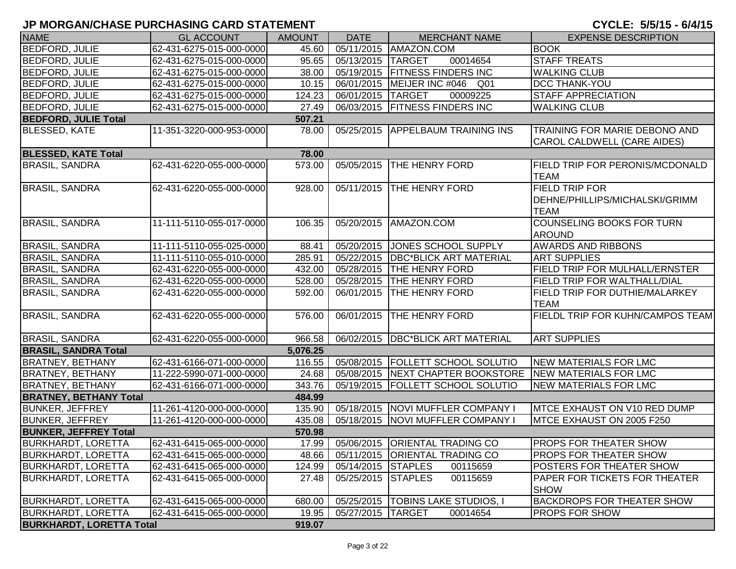# JP MORGAN/CHASE PURCHASING CARD STATEMENT

**CYCLE: 5/5/15 - 6/4/15**

| NAME | GL ACCOUNT | AMOUNT | DATE | MERCHANT NAME | EXPENSE DESCRIPTION |
|---|---|---|---|---|---|
| BEDFORD, JULIE | 62-431-6275-015-000-0000 | 45.60 | 05/11/2015 | AMAZON.COM | BOOK |
| BEDFORD, JULIE | 62-431-6275-015-000-0000 | 95.65 | 05/13/2015 | TARGET 00014654 | STAFF TREATS |
| BEDFORD, JULIE | 62-431-6275-015-000-0000 | 38.00 | 05/19/2015 | FITNESS FINDERS INC | WALKING CLUB |
| BEDFORD, JULIE | 62-431-6275-015-000-0000 | 10.15 | 06/01/2015 | MEIJER INC #046 Q01 | DCC THANK-YOU |
| BEDFORD, JULIE | 62-431-6275-015-000-0000 | 124.23 | 06/01/2015 | TARGET 00009225 | STAFF APPRECIATION |
| BEDFORD, JULIE | 62-431-6275-015-000-0000 | 27.49 | 06/03/2015 | FITNESS FINDERS INC | WALKING CLUB |
| **BEDFORD, JULIE Total** | | **507.21** | | | |
| BLESSED, KATE | 11-351-3220-000-953-0000 | 78.00 | 05/25/2015 | APPELBAUM TRAINING INS | TRAINING FOR MARIE DEBONO AND CAROL CALDWELL (CARE AIDES) |
| **BLESSED, KATE Total** | | **78.00** | | | |
| BRASIL, SANDRA | 62-431-6220-055-000-0000 | 573.00 | 05/05/2015 | THE HENRY FORD | FIELD TRIP FOR PERONIS/MCDONALD TEAM |
| BRASIL, SANDRA | 62-431-6220-055-000-0000 | 928.00 | 05/11/2015 | THE HENRY FORD | FIELD TRIP FOR DEHNE/PHILLIPS/MICHALSKI/GRIMM TEAM |
| BRASIL, SANDRA | 11-111-5110-055-017-0000 | 106.35 | 05/20/2015 | AMAZON.COM | COUNSELING BOOKS FOR TURN AROUND |
| BRASIL, SANDRA | 11-111-5110-055-025-0000 | 88.41 | 05/20/2015 | JONES SCHOOL SUPPLY | AWARDS AND RIBBONS |
| BRASIL, SANDRA | 11-111-5110-055-010-0000 | 285.91 | 05/22/2015 | DBC*BLICK ART MATERIAL | ART SUPPLIES |
| BRASIL, SANDRA | 62-431-6220-055-000-0000 | 432.00 | 05/28/2015 | THE HENRY FORD | FIELD TRIP FOR MULHALL/ERNSTER |
| BRASIL, SANDRA | 62-431-6220-055-000-0000 | 528.00 | 05/28/2015 | THE HENRY FORD | FIELD TRIP FOR WALTHALL/DIAL |
| BRASIL, SANDRA | 62-431-6220-055-000-0000 | 592.00 | 06/01/2015 | THE HENRY FORD | FIELD TRIP FOR DUTHIE/MALARKEY TEAM |
| BRASIL, SANDRA | 62-431-6220-055-000-0000 | 576.00 | 06/01/2015 | THE HENRY FORD | FIELDL TRIP FOR KUHN/CAMPOS TEAM |
| BRASIL, SANDRA | 62-431-6220-055-000-0000 | 966.58 | 06/02/2015 | DBC*BLICK ART MATERIAL | ART SUPPLIES |
| **BRASIL, SANDRA Total** | | **5,076.25** | | | |
| BRATNEY, BETHANY | 62-431-6166-071-000-0000 | 116.55 | 05/08/2015 | FOLLETT SCHOOL SOLUTIO | NEW MATERIALS FOR LMC |
| BRATNEY, BETHANY | 11-222-5990-071-000-0000 | 24.68 | 05/08/2015 | NEXT CHAPTER BOOKSTORE | NEW MATERIALS FOR LMC |
| BRATNEY, BETHANY | 62-431-6166-071-000-0000 | 343.76 | 05/19/2015 | FOLLETT SCHOOL SOLUTIO | NEW MATERIALS FOR LMC |
| **BRATNEY, BETHANY Total** | | **484.99** | | | |
| BUNKER, JEFFREY | 11-261-4120-000-000-0000 | 135.90 | 05/18/2015 | NOVI MUFFLER COMPANY I | MTCE EXHAUST ON V10 RED DUMP |
| BUNKER, JEFFREY | 11-261-4120-000-000-0000 | 435.08 | 05/18/2015 | NOVI MUFFLER COMPANY I | MTCE EXHAUST ON 2005 F250 |
| **BUNKER, JEFFREY Total** | | **570.98** | | | |
| BURKHARDT, LORETTA | 62-431-6415-065-000-0000 | 17.99 | 05/06/2015 | ORIENTAL TRADING CO | PROPS FOR THEATER SHOW |
| BURKHARDT, LORETTA | 62-431-6415-065-000-0000 | 48.66 | 05/11/2015 | ORIENTAL TRADING CO | PROPS FOR THEATER SHOW |
| BURKHARDT, LORETTA | 62-431-6415-065-000-0000 | 124.99 | 05/14/2015 | STAPLES 00115659 | POSTERS FOR THEATER SHOW |
| BURKHARDT, LORETTA | 62-431-6415-065-000-0000 | 27.48 | 05/25/2015 | STAPLES 00115659 | PAPER FOR TICKETS FOR THEATER SHOW |
| BURKHARDT, LORETTA | 62-431-6415-065-000-0000 | 680.00 | 05/25/2015 | TOBINS LAKE STUDIOS, I | BACKDROPS FOR THEATER SHOW |
| BURKHARDT, LORETTA | 62-431-6415-065-000-0000 | 19.95 | 05/27/2015 | TARGET 00014654 | PROPS FOR SHOW |
| **BURKHARDT, LORETTA Total** | | **919.07** | | | |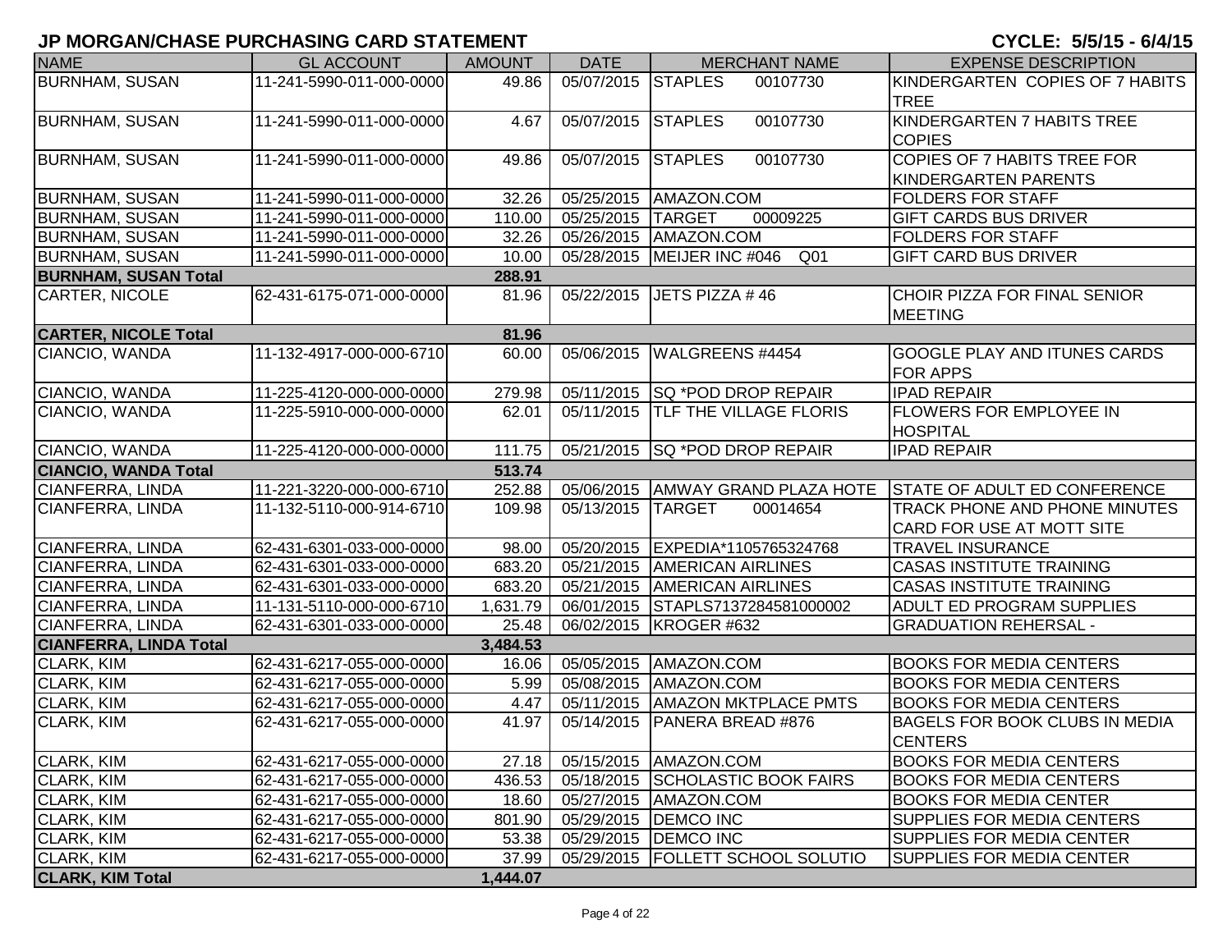# JP MORGAN/CHASE PURCHASING CARD STATEMENT

**CYCLE: 5/5/15 - 6/4/15**

| NAME | GL ACCOUNT | AMOUNT | DATE | MERCHANT NAME | EXPENSE DESCRIPTION |
|---|---|---|---|---|---|
| BURNHAM, SUSAN | 11-241-5990-011-000-0000 | 49.86 | 05/07/2015 | STAPLES 00107730 | KINDERGARTEN COPIES OF 7 HABITS TREE |
| BURNHAM, SUSAN | 11-241-5990-011-000-0000 | 4.67 | 05/07/2015 | STAPLES 00107730 | KINDERGARTEN 7 HABITS TREE COPIES |
| BURNHAM, SUSAN | 11-241-5990-011-000-0000 | 49.86 | 05/07/2015 | STAPLES 00107730 | COPIES OF 7 HABITS TREE FOR KINDERGARTEN PARENTS |
| BURNHAM, SUSAN | 11-241-5990-011-000-0000 | 32.26 | 05/25/2015 | AMAZON.COM | FOLDERS FOR STAFF |
| BURNHAM, SUSAN | 11-241-5990-011-000-0000 | 110.00 | 05/25/2015 | TARGET 00009225 | GIFT CARDS BUS DRIVER |
| BURNHAM, SUSAN | 11-241-5990-011-000-0000 | 32.26 | 05/26/2015 | AMAZON.COM | FOLDERS FOR STAFF |
| BURNHAM, SUSAN | 11-241-5990-011-000-0000 | 10.00 | 05/28/2015 | MEIJER INC #046 Q01 | GIFT CARD BUS DRIVER |
| **BURNHAM, SUSAN Total** | | **288.91** | | | |
| CARTER, NICOLE | 62-431-6175-071-000-0000 | 81.96 | 05/22/2015 | JETS PIZZA # 46 | CHOIR PIZZA FOR FINAL SENIOR MEETING |
| **CARTER, NICOLE Total** | | **81.96** | | | |
| CIANCIO, WANDA | 11-132-4917-000-000-6710 | 60.00 | 05/06/2015 | WALGREENS #4454 | GOOGLE PLAY AND ITUNES CARDS FOR APPS |
| CIANCIO, WANDA | 11-225-4120-000-000-0000 | 279.98 | 05/11/2015 | SQ *POD DROP REPAIR | IPAD REPAIR |
| CIANCIO, WANDA | 11-225-5910-000-000-0000 | 62.01 | 05/11/2015 | TLF THE VILLAGE FLORIS | FLOWERS FOR EMPLOYEE IN HOSPITAL |
| CIANCIO, WANDA | 11-225-4120-000-000-0000 | 111.75 | 05/21/2015 | SQ *POD DROP REPAIR | IPAD REPAIR |
| **CIANCIO, WANDA Total** | | **513.74** | | | |
| CIANFERRA, LINDA | 11-221-3220-000-000-6710 | 252.88 | 05/06/2015 | AMWAY GRAND PLAZA HOTE | STATE OF ADULT ED CONFERENCE |
| CIANFERRA, LINDA | 11-132-5110-000-914-6710 | 109.98 | 05/13/2015 | TARGET 00014654 | TRACK PHONE AND PHONE MINUTES CARD FOR USE AT MOTT SITE |
| CIANFERRA, LINDA | 62-431-6301-033-000-0000 | 98.00 | 05/20/2015 | EXPEDIA*1105765324768 | TRAVEL INSURANCE |
| CIANFERRA, LINDA | 62-431-6301-033-000-0000 | 683.20 | 05/21/2015 | AMERICAN AIRLINES | CASAS INSTITUTE TRAINING |
| CIANFERRA, LINDA | 62-431-6301-033-000-0000 | 683.20 | 05/21/2015 | AMERICAN AIRLINES | CASAS INSTITUTE TRAINING |
| CIANFERRA, LINDA | 11-131-5110-000-000-6710 | 1,631.79 | 06/01/2015 | STAPLS7137284581000002 | ADULT ED PROGRAM SUPPLIES |
| CIANFERRA, LINDA | 62-431-6301-033-000-0000 | 25.48 | 06/02/2015 | KROGER #632 | GRADUATION REHERSAL - |
| **CIANFERRA, LINDA Total** | | **3,484.53** | | | |
| CLARK, KIM | 62-431-6217-055-000-0000 | 16.06 | 05/05/2015 | AMAZON.COM | BOOKS FOR MEDIA CENTERS |
| CLARK, KIM | 62-431-6217-055-000-0000 | 5.99 | 05/08/2015 | AMAZON.COM | BOOKS FOR MEDIA CENTERS |
| CLARK, KIM | 62-431-6217-055-000-0000 | 4.47 | 05/11/2015 | AMAZON MKTPLACE PMTS | BOOKS FOR MEDIA CENTERS |
| CLARK, KIM | 62-431-6217-055-000-0000 | 41.97 | 05/14/2015 | PANERA BREAD #876 | BAGELS FOR BOOK CLUBS IN MEDIA CENTERS |
| CLARK, KIM | 62-431-6217-055-000-0000 | 27.18 | 05/15/2015 | AMAZON.COM | BOOKS FOR MEDIA CENTERS |
| CLARK, KIM | 62-431-6217-055-000-0000 | 436.53 | 05/18/2015 | SCHOLASTIC BOOK FAIRS | BOOKS FOR MEDIA CENTERS |
| CLARK, KIM | 62-431-6217-055-000-0000 | 18.60 | 05/27/2015 | AMAZON.COM | BOOKS FOR MEDIA CENTER |
| CLARK, KIM | 62-431-6217-055-000-0000 | 801.90 | 05/29/2015 | DEMCO INC | SUPPLIES FOR MEDIA CENTERS |
| CLARK, KIM | 62-431-6217-055-000-0000 | 53.38 | 05/29/2015 | DEMCO INC | SUPPLIES FOR MEDIA CENTER |
| CLARK, KIM | 62-431-6217-055-000-0000 | 37.99 | 05/29/2015 | FOLLETT SCHOOL SOLUTIO | SUPPLIES FOR MEDIA CENTER |
| **CLARK, KIM Total** | | **1,444.07** | | | |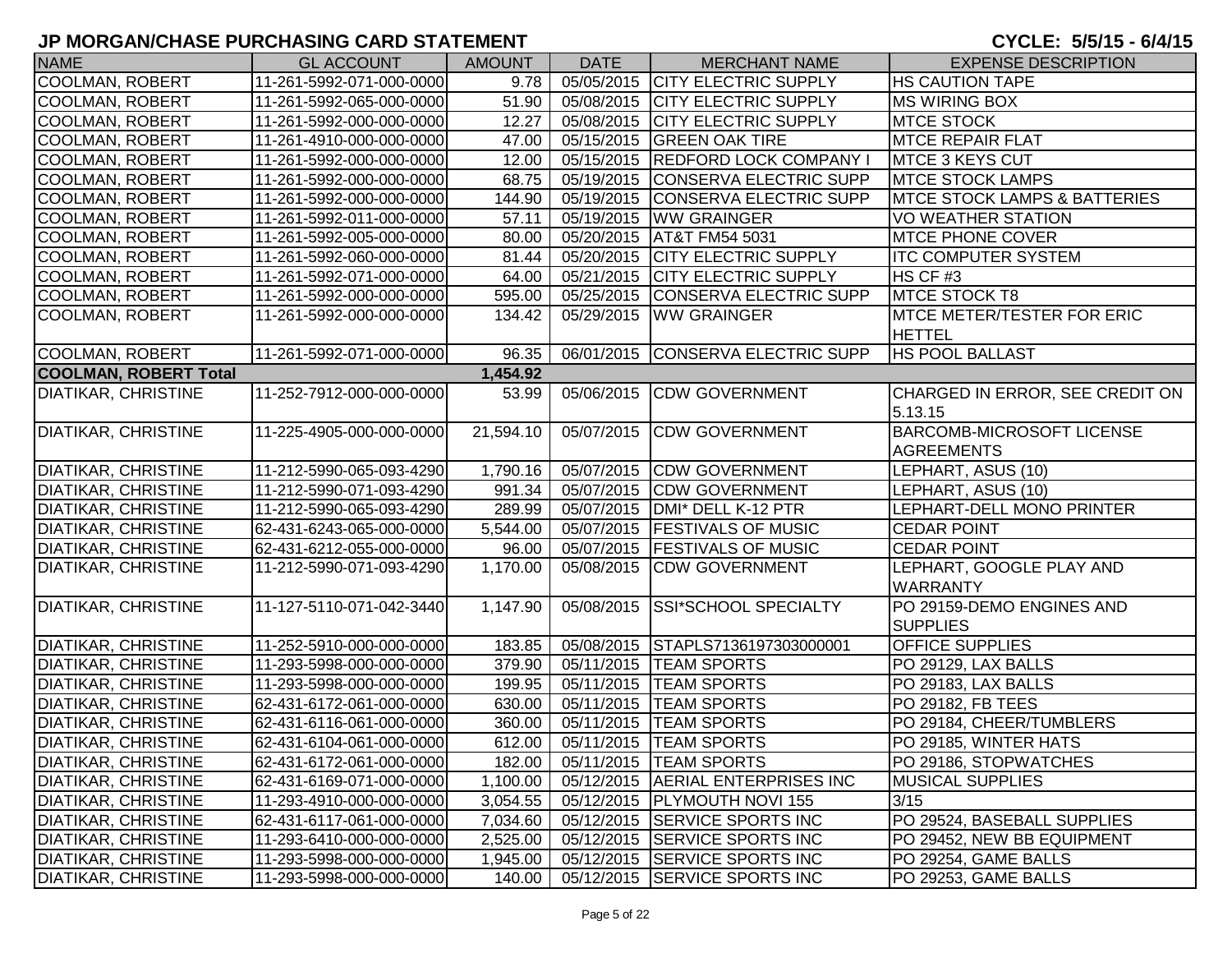# JP MORGAN/CHASE PURCHASING CARD STATEMENT

**CYCLE: 5/5/15 - 6/4/15**

| NAME | GL ACCOUNT | AMOUNT | DATE | MERCHANT NAME | EXPENSE DESCRIPTION |
|---|---|---|---|---|---|
| COOLMAN, ROBERT | 11-261-5992-071-000-0000 | 9.78 | 05/05/2015 | CITY ELECTRIC SUPPLY | HS CAUTION TAPE |
| COOLMAN, ROBERT | 11-261-5992-065-000-0000 | 51.90 | 05/08/2015 | CITY ELECTRIC SUPPLY | MS WIRING BOX |
| COOLMAN, ROBERT | 11-261-5992-000-000-0000 | 12.27 | 05/08/2015 | CITY ELECTRIC SUPPLY | MTCE STOCK |
| COOLMAN, ROBERT | 11-261-4910-000-000-0000 | 47.00 | 05/15/2015 | GREEN OAK TIRE | MTCE REPAIR FLAT |
| COOLMAN, ROBERT | 11-261-5992-000-000-0000 | 12.00 | 05/15/2015 | REDFORD LOCK COMPANY I | MTCE 3 KEYS CUT |
| COOLMAN, ROBERT | 11-261-5992-000-000-0000 | 68.75 | 05/19/2015 | CONSERVA ELECTRIC SUPP | MTCE STOCK LAMPS |
| COOLMAN, ROBERT | 11-261-5992-000-000-0000 | 144.90 | 05/19/2015 | CONSERVA ELECTRIC SUPP | MTCE STOCK LAMPS & BATTERIES |
| COOLMAN, ROBERT | 11-261-5992-011-000-0000 | 57.11 | 05/19/2015 | WW GRAINGER | VO WEATHER STATION |
| COOLMAN, ROBERT | 11-261-5992-005-000-0000 | 80.00 | 05/20/2015 | AT&T FM54 5031 | MTCE PHONE COVER |
| COOLMAN, ROBERT | 11-261-5992-060-000-0000 | 81.44 | 05/20/2015 | CITY ELECTRIC SUPPLY | ITC COMPUTER SYSTEM |
| COOLMAN, ROBERT | 11-261-5992-071-000-0000 | 64.00 | 05/21/2015 | CITY ELECTRIC SUPPLY | HS CF #3 |
| COOLMAN, ROBERT | 11-261-5992-000-000-0000 | 595.00 | 05/25/2015 | CONSERVA ELECTRIC SUPP | MTCE STOCK T8 |
| COOLMAN, ROBERT | 11-261-5992-000-000-0000 | 134.42 | 05/29/2015 | WW GRAINGER | MTCE METER/TESTER FOR ERIC HETTEL |
| COOLMAN, ROBERT | 11-261-5992-071-000-0000 | 96.35 | 06/01/2015 | CONSERVA ELECTRIC SUPP | HS POOL BALLAST |
| **COOLMAN, ROBERT Total** | | **1,454.92** | | | |
| DIATIKAR, CHRISTINE | 11-252-7912-000-000-0000 | 53.99 | 05/06/2015 | CDW GOVERNMENT | CHARGED IN ERROR, SEE CREDIT ON 5.13.15 |
| DIATIKAR, CHRISTINE | 11-225-4905-000-000-0000 | 21,594.10 | 05/07/2015 | CDW GOVERNMENT | BARCOMB-MICROSOFT LICENSE AGREEMENTS |
| DIATIKAR, CHRISTINE | 11-212-5990-065-093-4290 | 1,790.16 | 05/07/2015 | CDW GOVERNMENT | LEPHART, ASUS (10) |
| DIATIKAR, CHRISTINE | 11-212-5990-071-093-4290 | 991.34 | 05/07/2015 | CDW GOVERNMENT | LEPHART, ASUS (10) |
| DIATIKAR, CHRISTINE | 11-212-5990-065-093-4290 | 289.99 | 05/07/2015 | DMI* DELL K-12 PTR | LEPHART-DELL MONO PRINTER |
| DIATIKAR, CHRISTINE | 62-431-6243-065-000-0000 | 5,544.00 | 05/07/2015 | FESTIVALS OF MUSIC | CEDAR POINT |
| DIATIKAR, CHRISTINE | 62-431-6212-055-000-0000 | 96.00 | 05/07/2015 | FESTIVALS OF MUSIC | CEDAR POINT |
| DIATIKAR, CHRISTINE | 11-212-5990-071-093-4290 | 1,170.00 | 05/08/2015 | CDW GOVERNMENT | LEPHART, GOOGLE PLAY AND WARRANTY |
| DIATIKAR, CHRISTINE | 11-127-5110-071-042-3440 | 1,147.90 | 05/08/2015 | SSI*SCHOOL SPECIALTY | PO 29159-DEMO ENGINES AND SUPPLIES |
| DIATIKAR, CHRISTINE | 11-252-5910-000-000-0000 | 183.85 | 05/08/2015 | STAPLS7136197303000001 | OFFICE SUPPLIES |
| DIATIKAR, CHRISTINE | 11-293-5998-000-000-0000 | 379.90 | 05/11/2015 | TEAM SPORTS | PO 29129, LAX BALLS |
| DIATIKAR, CHRISTINE | 11-293-5998-000-000-0000 | 199.95 | 05/11/2015 | TEAM SPORTS | PO 29183, LAX BALLS |
| DIATIKAR, CHRISTINE | 62-431-6172-061-000-0000 | 630.00 | 05/11/2015 | TEAM SPORTS | PO 29182, FB TEES |
| DIATIKAR, CHRISTINE | 62-431-6116-061-000-0000 | 360.00 | 05/11/2015 | TEAM SPORTS | PO 29184, CHEER/TUMBLERS |
| DIATIKAR, CHRISTINE | 62-431-6104-061-000-0000 | 612.00 | 05/11/2015 | TEAM SPORTS | PO 29185, WINTER HATS |
| DIATIKAR, CHRISTINE | 62-431-6172-061-000-0000 | 182.00 | 05/11/2015 | TEAM SPORTS | PO 29186, STOPWATCHES |
| DIATIKAR, CHRISTINE | 62-431-6169-071-000-0000 | 1,100.00 | 05/12/2015 | AERIAL ENTERPRISES INC | MUSICAL SUPPLIES |
| DIATIKAR, CHRISTINE | 11-293-4910-000-000-0000 | 3,054.55 | 05/12/2015 | PLYMOUTH NOVI 155 | 3/15 |
| DIATIKAR, CHRISTINE | 62-431-6117-061-000-0000 | 7,034.60 | 05/12/2015 | SERVICE SPORTS INC | PO 29524, BASEBALL SUPPLIES |
| DIATIKAR, CHRISTINE | 11-293-6410-000-000-0000 | 2,525.00 | 05/12/2015 | SERVICE SPORTS INC | PO 29452, NEW BB EQUIPMENT |
| DIATIKAR, CHRISTINE | 11-293-5998-000-000-0000 | 1,945.00 | 05/12/2015 | SERVICE SPORTS INC | PO 29254, GAME BALLS |
| DIATIKAR, CHRISTINE | 11-293-5998-000-000-0000 | 140.00 | 05/12/2015 | SERVICE SPORTS INC | PO 29253, GAME BALLS |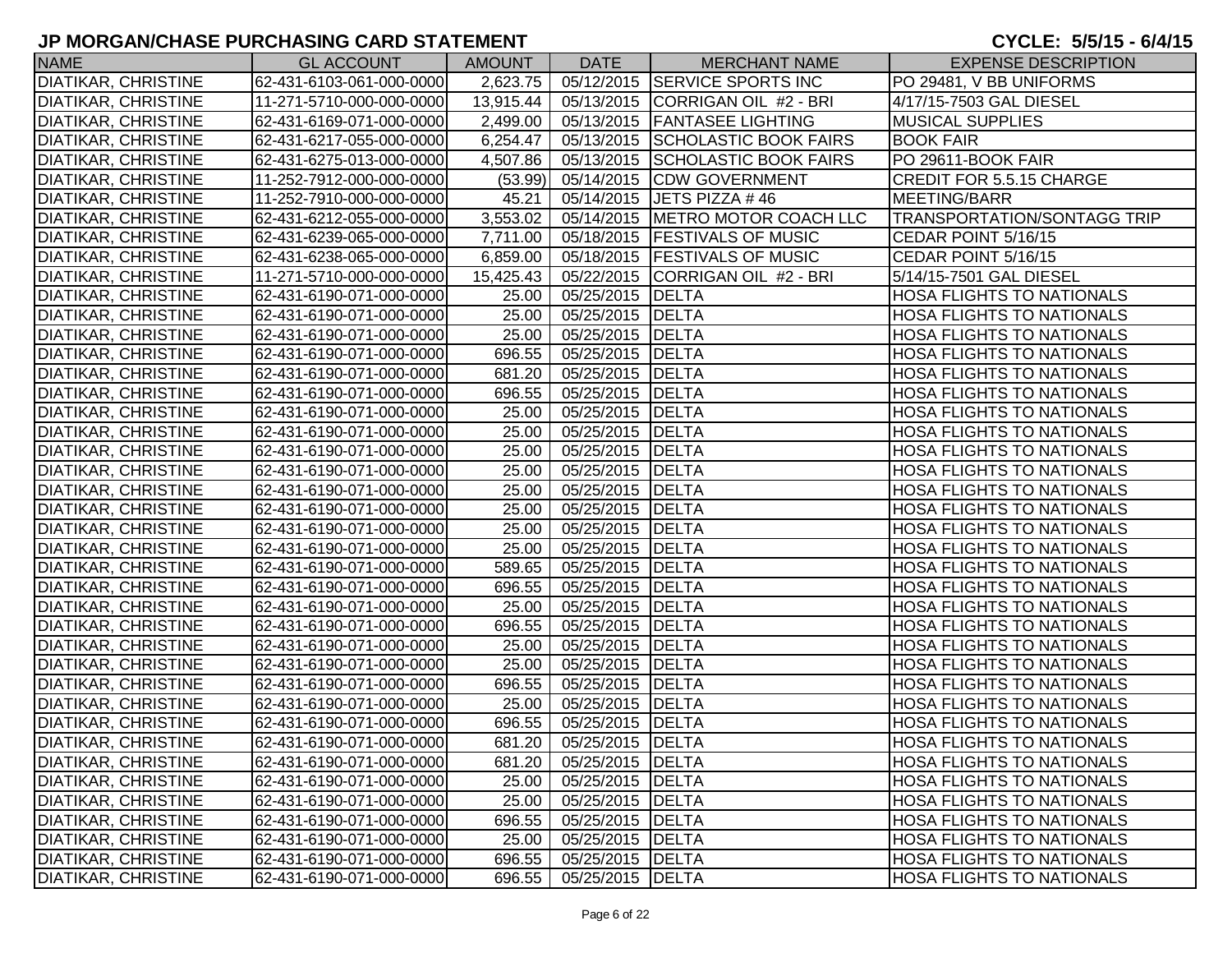## JP MORGAN/CHASE PURCHASING CARD STATEMENT

**CYCLE: 5/5/15 - 6/4/15**

| NAME | GL ACCOUNT | AMOUNT | DATE | MERCHANT NAME | EXPENSE DESCRIPTION |
|---|---|---|---|---|---|
| DIATIKAR, CHRISTINE | 62-431-6103-061-000-0000 | 2,623.75 | 05/12/2015 | SERVICE SPORTS INC | PO 29481, V BB UNIFORMS |
| DIATIKAR, CHRISTINE | 11-271-5710-000-000-0000 | 13,915.44 | 05/13/2015 | CORRIGAN OIL #2 - BRI | 4/17/15-7503 GAL DIESEL |
| DIATIKAR, CHRISTINE | 62-431-6169-071-000-0000 | 2,499.00 | 05/13/2015 | FANTASEE LIGHTING | MUSICAL SUPPLIES |
| DIATIKAR, CHRISTINE | 62-431-6217-055-000-0000 | 6,254.47 | 05/13/2015 | SCHOLASTIC BOOK FAIRS | BOOK FAIR |
| DIATIKAR, CHRISTINE | 62-431-6275-013-000-0000 | 4,507.86 | 05/13/2015 | SCHOLASTIC BOOK FAIRS | PO 29611-BOOK FAIR |
| DIATIKAR, CHRISTINE | 11-252-7912-000-000-0000 | (53.99) | 05/14/2015 | CDW GOVERNMENT | CREDIT FOR 5.5.15 CHARGE |
| DIATIKAR, CHRISTINE | 11-252-7910-000-000-0000 | 45.21 | 05/14/2015 | JETS PIZZA # 46 | MEETING/BARR |
| DIATIKAR, CHRISTINE | 62-431-6212-055-000-0000 | 3,553.02 | 05/14/2015 | METRO MOTOR COACH LLC | TRANSPORTATION/SONTAGG TRIP |
| DIATIKAR, CHRISTINE | 62-431-6239-065-000-0000 | 7,711.00 | 05/18/2015 | FESTIVALS OF MUSIC | CEDAR POINT 5/16/15 |
| DIATIKAR, CHRISTINE | 62-431-6238-065-000-0000 | 6,859.00 | 05/18/2015 | FESTIVALS OF MUSIC | CEDAR POINT 5/16/15 |
| DIATIKAR, CHRISTINE | 11-271-5710-000-000-0000 | 15,425.43 | 05/22/2015 | CORRIGAN OIL #2 - BRI | 5/14/15-7501 GAL DIESEL |
| DIATIKAR, CHRISTINE | 62-431-6190-071-000-0000 | 25.00 | 05/25/2015 | DELTA | HOSA FLIGHTS TO NATIONALS |
| DIATIKAR, CHRISTINE | 62-431-6190-071-000-0000 | 25.00 | 05/25/2015 | DELTA | HOSA FLIGHTS TO NATIONALS |
| DIATIKAR, CHRISTINE | 62-431-6190-071-000-0000 | 25.00 | 05/25/2015 | DELTA | HOSA FLIGHTS TO NATIONALS |
| DIATIKAR, CHRISTINE | 62-431-6190-071-000-0000 | 696.55 | 05/25/2015 | DELTA | HOSA FLIGHTS TO NATIONALS |
| DIATIKAR, CHRISTINE | 62-431-6190-071-000-0000 | 681.20 | 05/25/2015 | DELTA | HOSA FLIGHTS TO NATIONALS |
| DIATIKAR, CHRISTINE | 62-431-6190-071-000-0000 | 696.55 | 05/25/2015 | DELTA | HOSA FLIGHTS TO NATIONALS |
| DIATIKAR, CHRISTINE | 62-431-6190-071-000-0000 | 25.00 | 05/25/2015 | DELTA | HOSA FLIGHTS TO NATIONALS |
| DIATIKAR, CHRISTINE | 62-431-6190-071-000-0000 | 25.00 | 05/25/2015 | DELTA | HOSA FLIGHTS TO NATIONALS |
| DIATIKAR, CHRISTINE | 62-431-6190-071-000-0000 | 25.00 | 05/25/2015 | DELTA | HOSA FLIGHTS TO NATIONALS |
| DIATIKAR, CHRISTINE | 62-431-6190-071-000-0000 | 25.00 | 05/25/2015 | DELTA | HOSA FLIGHTS TO NATIONALS |
| DIATIKAR, CHRISTINE | 62-431-6190-071-000-0000 | 25.00 | 05/25/2015 | DELTA | HOSA FLIGHTS TO NATIONALS |
| DIATIKAR, CHRISTINE | 62-431-6190-071-000-0000 | 25.00 | 05/25/2015 | DELTA | HOSA FLIGHTS TO NATIONALS |
| DIATIKAR, CHRISTINE | 62-431-6190-071-000-0000 | 25.00 | 05/25/2015 | DELTA | HOSA FLIGHTS TO NATIONALS |
| DIATIKAR, CHRISTINE | 62-431-6190-071-000-0000 | 589.65 | 05/25/2015 | DELTA | HOSA FLIGHTS TO NATIONALS |
| DIATIKAR, CHRISTINE | 62-431-6190-071-000-0000 | 696.55 | 05/25/2015 | DELTA | HOSA FLIGHTS TO NATIONALS |
| DIATIKAR, CHRISTINE | 62-431-6190-071-000-0000 | 25.00 | 05/25/2015 | DELTA | HOSA FLIGHTS TO NATIONALS |
| DIATIKAR, CHRISTINE | 62-431-6190-071-000-0000 | 696.55 | 05/25/2015 | DELTA | HOSA FLIGHTS TO NATIONALS |
| DIATIKAR, CHRISTINE | 62-431-6190-071-000-0000 | 25.00 | 05/25/2015 | DELTA | HOSA FLIGHTS TO NATIONALS |
| DIATIKAR, CHRISTINE | 62-431-6190-071-000-0000 | 25.00 | 05/25/2015 | DELTA | HOSA FLIGHTS TO NATIONALS |
| DIATIKAR, CHRISTINE | 62-431-6190-071-000-0000 | 696.55 | 05/25/2015 | DELTA | HOSA FLIGHTS TO NATIONALS |
| DIATIKAR, CHRISTINE | 62-431-6190-071-000-0000 | 25.00 | 05/25/2015 | DELTA | HOSA FLIGHTS TO NATIONALS |
| DIATIKAR, CHRISTINE | 62-431-6190-071-000-0000 | 696.55 | 05/25/2015 | DELTA | HOSA FLIGHTS TO NATIONALS |
| DIATIKAR, CHRISTINE | 62-431-6190-071-000-0000 | 681.20 | 05/25/2015 | DELTA | HOSA FLIGHTS TO NATIONALS |
| DIATIKAR, CHRISTINE | 62-431-6190-071-000-0000 | 681.20 | 05/25/2015 | DELTA | HOSA FLIGHTS TO NATIONALS |
| DIATIKAR, CHRISTINE | 62-431-6190-071-000-0000 | 25.00 | 05/25/2015 | DELTA | HOSA FLIGHTS TO NATIONALS |
| DIATIKAR, CHRISTINE | 62-431-6190-071-000-0000 | 25.00 | 05/25/2015 | DELTA | HOSA FLIGHTS TO NATIONALS |
| DIATIKAR, CHRISTINE | 62-431-6190-071-000-0000 | 696.55 | 05/25/2015 | DELTA | HOSA FLIGHTS TO NATIONALS |
| DIATIKAR, CHRISTINE | 62-431-6190-071-000-0000 | 25.00 | 05/25/2015 | DELTA | HOSA FLIGHTS TO NATIONALS |
| DIATIKAR, CHRISTINE | 62-431-6190-071-000-0000 | 696.55 | 05/25/2015 | DELTA | HOSA FLIGHTS TO NATIONALS |
| DIATIKAR, CHRISTINE | 62-431-6190-071-000-0000 | 696.55 | 05/25/2015 | DELTA | HOSA FLIGHTS TO NATIONALS |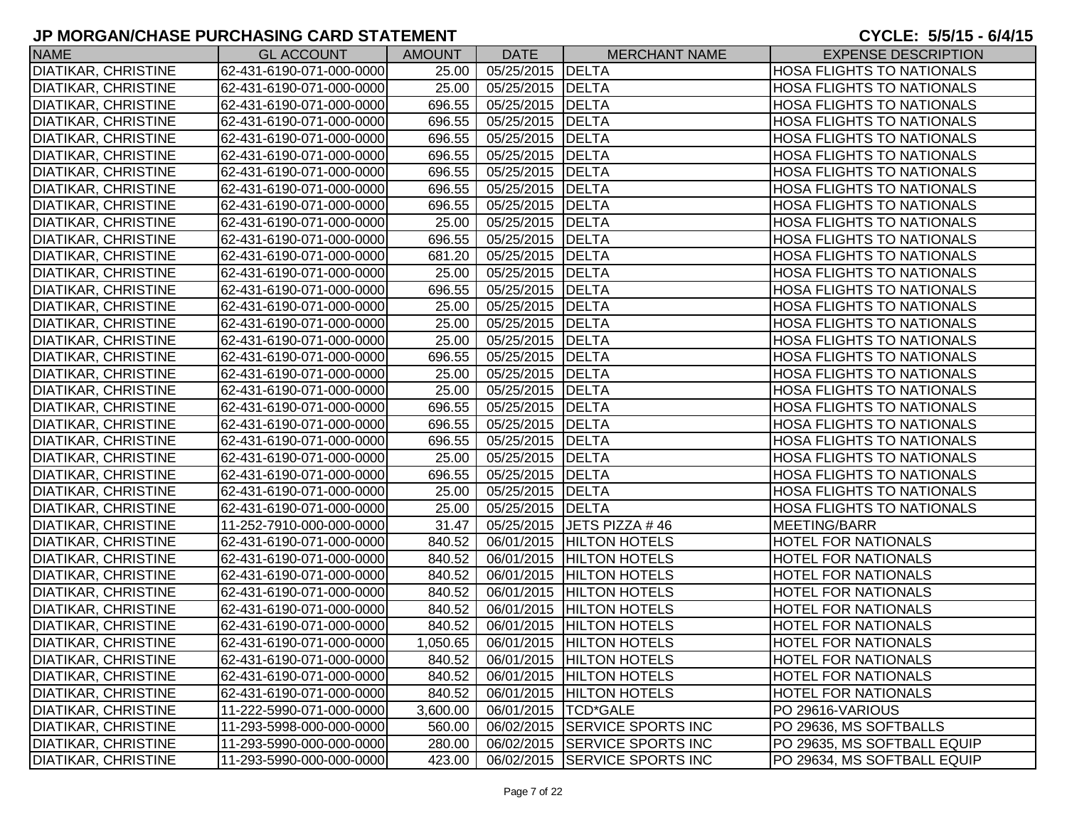# JP MORGAN/CHASE PURCHASING CARD STATEMENT

**CYCLE: 5/5/15 - 6/4/15**

| NAME | GL ACCOUNT | AMOUNT | DATE | MERCHANT NAME | EXPENSE DESCRIPTION |
|---|---|---|---|---|---|
| DIATIKAR, CHRISTINE | 62-431-6190-071-000-0000 | 25.00 | 05/25/2015 | DELTA | HOSA FLIGHTS TO NATIONALS |
| DIATIKAR, CHRISTINE | 62-431-6190-071-000-0000 | 25.00 | 05/25/2015 | DELTA | HOSA FLIGHTS TO NATIONALS |
| DIATIKAR, CHRISTINE | 62-431-6190-071-000-0000 | 696.55 | 05/25/2015 | DELTA | HOSA FLIGHTS TO NATIONALS |
| DIATIKAR, CHRISTINE | 62-431-6190-071-000-0000 | 696.55 | 05/25/2015 | DELTA | HOSA FLIGHTS TO NATIONALS |
| DIATIKAR, CHRISTINE | 62-431-6190-071-000-0000 | 696.55 | 05/25/2015 | DELTA | HOSA FLIGHTS TO NATIONALS |
| DIATIKAR, CHRISTINE | 62-431-6190-071-000-0000 | 696.55 | 05/25/2015 | DELTA | HOSA FLIGHTS TO NATIONALS |
| DIATIKAR, CHRISTINE | 62-431-6190-071-000-0000 | 696.55 | 05/25/2015 | DELTA | HOSA FLIGHTS TO NATIONALS |
| DIATIKAR, CHRISTINE | 62-431-6190-071-000-0000 | 696.55 | 05/25/2015 | DELTA | HOSA FLIGHTS TO NATIONALS |
| DIATIKAR, CHRISTINE | 62-431-6190-071-000-0000 | 696.55 | 05/25/2015 | DELTA | HOSA FLIGHTS TO NATIONALS |
| DIATIKAR, CHRISTINE | 62-431-6190-071-000-0000 | 25.00 | 05/25/2015 | DELTA | HOSA FLIGHTS TO NATIONALS |
| DIATIKAR, CHRISTINE | 62-431-6190-071-000-0000 | 696.55 | 05/25/2015 | DELTA | HOSA FLIGHTS TO NATIONALS |
| DIATIKAR, CHRISTINE | 62-431-6190-071-000-0000 | 681.20 | 05/25/2015 | DELTA | HOSA FLIGHTS TO NATIONALS |
| DIATIKAR, CHRISTINE | 62-431-6190-071-000-0000 | 25.00 | 05/25/2015 | DELTA | HOSA FLIGHTS TO NATIONALS |
| DIATIKAR, CHRISTINE | 62-431-6190-071-000-0000 | 696.55 | 05/25/2015 | DELTA | HOSA FLIGHTS TO NATIONALS |
| DIATIKAR, CHRISTINE | 62-431-6190-071-000-0000 | 25.00 | 05/25/2015 | DELTA | HOSA FLIGHTS TO NATIONALS |
| DIATIKAR, CHRISTINE | 62-431-6190-071-000-0000 | 25.00 | 05/25/2015 | DELTA | HOSA FLIGHTS TO NATIONALS |
| DIATIKAR, CHRISTINE | 62-431-6190-071-000-0000 | 25.00 | 05/25/2015 | DELTA | HOSA FLIGHTS TO NATIONALS |
| DIATIKAR, CHRISTINE | 62-431-6190-071-000-0000 | 696.55 | 05/25/2015 | DELTA | HOSA FLIGHTS TO NATIONALS |
| DIATIKAR, CHRISTINE | 62-431-6190-071-000-0000 | 25.00 | 05/25/2015 | DELTA | HOSA FLIGHTS TO NATIONALS |
| DIATIKAR, CHRISTINE | 62-431-6190-071-000-0000 | 25.00 | 05/25/2015 | DELTA | HOSA FLIGHTS TO NATIONALS |
| DIATIKAR, CHRISTINE | 62-431-6190-071-000-0000 | 696.55 | 05/25/2015 | DELTA | HOSA FLIGHTS TO NATIONALS |
| DIATIKAR, CHRISTINE | 62-431-6190-071-000-0000 | 696.55 | 05/25/2015 | DELTA | HOSA FLIGHTS TO NATIONALS |
| DIATIKAR, CHRISTINE | 62-431-6190-071-000-0000 | 696.55 | 05/25/2015 | DELTA | HOSA FLIGHTS TO NATIONALS |
| DIATIKAR, CHRISTINE | 62-431-6190-071-000-0000 | 25.00 | 05/25/2015 | DELTA | HOSA FLIGHTS TO NATIONALS |
| DIATIKAR, CHRISTINE | 62-431-6190-071-000-0000 | 696.55 | 05/25/2015 | DELTA | HOSA FLIGHTS TO NATIONALS |
| DIATIKAR, CHRISTINE | 62-431-6190-071-000-0000 | 25.00 | 05/25/2015 | DELTA | HOSA FLIGHTS TO NATIONALS |
| DIATIKAR, CHRISTINE | 62-431-6190-071-000-0000 | 25.00 | 05/25/2015 | DELTA | HOSA FLIGHTS TO NATIONALS |
| DIATIKAR, CHRISTINE | 11-252-7910-000-000-0000 | 31.47 | 05/25/2015 | JETS PIZZA # 46 | MEETING/BARR |
| DIATIKAR, CHRISTINE | 62-431-6190-071-000-0000 | 840.52 | 06/01/2015 | HILTON HOTELS | HOTEL FOR NATIONALS |
| DIATIKAR, CHRISTINE | 62-431-6190-071-000-0000 | 840.52 | 06/01/2015 | HILTON HOTELS | HOTEL FOR NATIONALS |
| DIATIKAR, CHRISTINE | 62-431-6190-071-000-0000 | 840.52 | 06/01/2015 | HILTON HOTELS | HOTEL FOR NATIONALS |
| DIATIKAR, CHRISTINE | 62-431-6190-071-000-0000 | 840.52 | 06/01/2015 | HILTON HOTELS | HOTEL FOR NATIONALS |
| DIATIKAR, CHRISTINE | 62-431-6190-071-000-0000 | 840.52 | 06/01/2015 | HILTON HOTELS | HOTEL FOR NATIONALS |
| DIATIKAR, CHRISTINE | 62-431-6190-071-000-0000 | 840.52 | 06/01/2015 | HILTON HOTELS | HOTEL FOR NATIONALS |
| DIATIKAR, CHRISTINE | 62-431-6190-071-000-0000 | 1,050.65 | 06/01/2015 | HILTON HOTELS | HOTEL FOR NATIONALS |
| DIATIKAR, CHRISTINE | 62-431-6190-071-000-0000 | 840.52 | 06/01/2015 | HILTON HOTELS | HOTEL FOR NATIONALS |
| DIATIKAR, CHRISTINE | 62-431-6190-071-000-0000 | 840.52 | 06/01/2015 | HILTON HOTELS | HOTEL FOR NATIONALS |
| DIATIKAR, CHRISTINE | 62-431-6190-071-000-0000 | 840.52 | 06/01/2015 | HILTON HOTELS | HOTEL FOR NATIONALS |
| DIATIKAR, CHRISTINE | 11-222-5990-071-000-0000 | 3,600.00 | 06/01/2015 | TCD*GALE | PO 29616-VARIOUS |
| DIATIKAR, CHRISTINE | 11-293-5998-000-000-0000 | 560.00 | 06/02/2015 | SERVICE SPORTS INC | PO 29636, MS SOFTBALLS |
| DIATIKAR, CHRISTINE | 11-293-5990-000-000-0000 | 280.00 | 06/02/2015 | SERVICE SPORTS INC | PO 29635, MS SOFTBALL EQUIP |
| DIATIKAR, CHRISTINE | 11-293-5990-000-000-0000 | 423.00 | 06/02/2015 | SERVICE SPORTS INC | PO 29634, MS SOFTBALL EQUIP |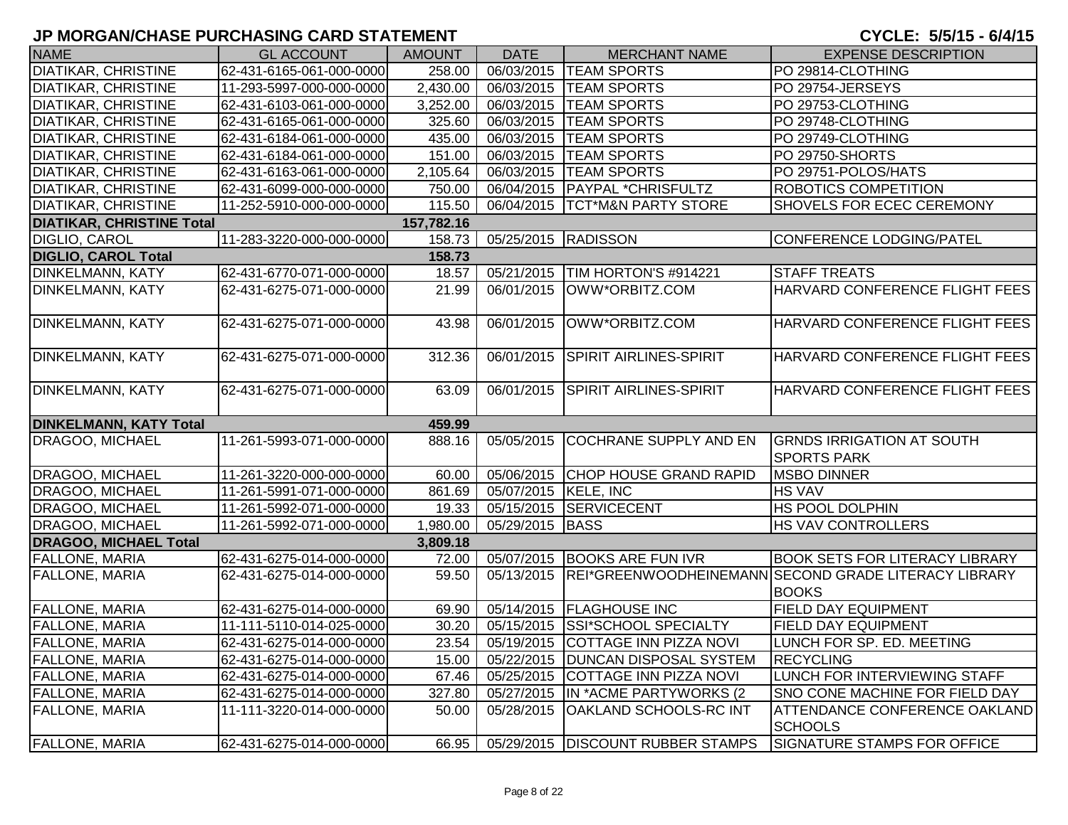## JP MORGAN/CHASE PURCHASING CARD STATEMENT

**CYCLE: 5/5/15 - 6/4/15**

| NAME | GL ACCOUNT | AMOUNT | DATE | MERCHANT NAME | EXPENSE DESCRIPTION |
|---|---|---|---|---|---|
| DIATIKAR, CHRISTINE | 62-431-6165-061-000-0000 | 258.00 | 06/03/2015 | TEAM SPORTS | PO 29814-CLOTHING |
| DIATIKAR, CHRISTINE | 11-293-5997-000-000-0000 | 2,430.00 | 06/03/2015 | TEAM SPORTS | PO 29754-JERSEYS |
| DIATIKAR, CHRISTINE | 62-431-6103-061-000-0000 | 3,252.00 | 06/03/2015 | TEAM SPORTS | PO 29753-CLOTHING |
| DIATIKAR, CHRISTINE | 62-431-6165-061-000-0000 | 325.60 | 06/03/2015 | TEAM SPORTS | PO 29748-CLOTHING |
| DIATIKAR, CHRISTINE | 62-431-6184-061-000-0000 | 435.00 | 06/03/2015 | TEAM SPORTS | PO 29749-CLOTHING |
| DIATIKAR, CHRISTINE | 62-431-6184-061-000-0000 | 151.00 | 06/03/2015 | TEAM SPORTS | PO 29750-SHORTS |
| DIATIKAR, CHRISTINE | 62-431-6163-061-000-0000 | 2,105.64 | 06/03/2015 | TEAM SPORTS | PO 29751-POLOS/HATS |
| DIATIKAR, CHRISTINE | 62-431-6099-000-000-0000 | 750.00 | 06/04/2015 | PAYPAL *CHRISFULTZ | ROBOTICS COMPETITION |
| DIATIKAR, CHRISTINE | 11-252-5910-000-000-0000 | 115.50 | 06/04/2015 | TCT*M&N PARTY STORE | SHOVELS FOR ECEC CEREMONY |
| **DIATIKAR, CHRISTINE Total** | | **157,782.16** | | | |
| DIGLIO, CAROL | 11-283-3220-000-000-0000 | 158.73 | 05/25/2015 | RADISSON | CONFERENCE LODGING/PATEL |
| **DIGLIO, CAROL Total** | | **158.73** | | | |
| DINKELMANN, KATY | 62-431-6770-071-000-0000 | 18.57 | 05/21/2015 | TIM HORTON'S #914221 | STAFF TREATS |
| DINKELMANN, KATY | 62-431-6275-071-000-0000 | 21.99 | 06/01/2015 | OWW*ORBITZ.COM | HARVARD CONFERENCE FLIGHT FEES |
| DINKELMANN, KATY | 62-431-6275-071-000-0000 | 43.98 | 06/01/2015 | OWW*ORBITZ.COM | HARVARD CONFERENCE FLIGHT FEES |
| DINKELMANN, KATY | 62-431-6275-071-000-0000 | 312.36 | 06/01/2015 | SPIRIT AIRLINES-SPIRIT | HARVARD CONFERENCE FLIGHT FEES |
| DINKELMANN, KATY | 62-431-6275-071-000-0000 | 63.09 | 06/01/2015 | SPIRIT AIRLINES-SPIRIT | HARVARD CONFERENCE FLIGHT FEES |
| **DINKELMANN, KATY Total** | | **459.99** | | | |
| DRAGOO, MICHAEL | 11-261-5993-071-000-0000 | 888.16 | 05/05/2015 | COCHRANE SUPPLY AND EN | GRNDS IRRIGATION AT SOUTH SPORTS PARK |
| DRAGOO, MICHAEL | 11-261-3220-000-000-0000 | 60.00 | 05/06/2015 | CHOP HOUSE GRAND RAPID | MSBO DINNER |
| DRAGOO, MICHAEL | 11-261-5991-071-000-0000 | 861.69 | 05/07/2015 | KELE, INC | HS VAV |
| DRAGOO, MICHAEL | 11-261-5992-071-000-0000 | 19.33 | 05/15/2015 | SERVICECENT | HS POOL DOLPHIN |
| DRAGOO, MICHAEL | 11-261-5992-071-000-0000 | 1,980.00 | 05/29/2015 | BASS | HS VAV CONTROLLERS |
| **DRAGOO, MICHAEL Total** | | **3,809.18** | | | |
| FALLONE, MARIA | 62-431-6275-014-000-0000 | 72.00 | 05/07/2015 | BOOKS ARE FUN IVR | BOOK SETS FOR LITERACY LIBRARY |
| FALLONE, MARIA | 62-431-6275-014-000-0000 | 59.50 | 05/13/2015 | REI*GREENWOODHEINEMANN | SECOND GRADE LITERACY LIBRARY BOOKS |
| FALLONE, MARIA | 62-431-6275-014-000-0000 | 69.90 | 05/14/2015 | FLAGHOUSE INC | FIELD DAY EQUIPMENT |
| FALLONE, MARIA | 11-111-5110-014-025-0000 | 30.20 | 05/15/2015 | SSI*SCHOOL SPECIALTY | FIELD DAY EQUIPMENT |
| FALLONE, MARIA | 62-431-6275-014-000-0000 | 23.54 | 05/19/2015 | COTTAGE INN PIZZA NOVI | LUNCH FOR SP. ED. MEETING |
| FALLONE, MARIA | 62-431-6275-014-000-0000 | 15.00 | 05/22/2015 | DUNCAN DISPOSAL SYSTEM | RECYCLING |
| FALLONE, MARIA | 62-431-6275-014-000-0000 | 67.46 | 05/25/2015 | COTTAGE INN PIZZA NOVI | LUNCH FOR INTERVIEWING STAFF |
| FALLONE, MARIA | 62-431-6275-014-000-0000 | 327.80 | 05/27/2015 | IN *ACME PARTYWORKS (2 | SNO CONE MACHINE FOR FIELD DAY |
| FALLONE, MARIA | 11-111-3220-014-000-0000 | 50.00 | 05/28/2015 | OAKLAND SCHOOLS-RC INT | ATTENDANCE CONFERENCE OAKLAND SCHOOLS |
| FALLONE, MARIA | 62-431-6275-014-000-0000 | 66.95 | 05/29/2015 | DISCOUNT RUBBER STAMPS | SIGNATURE STAMPS FOR OFFICE |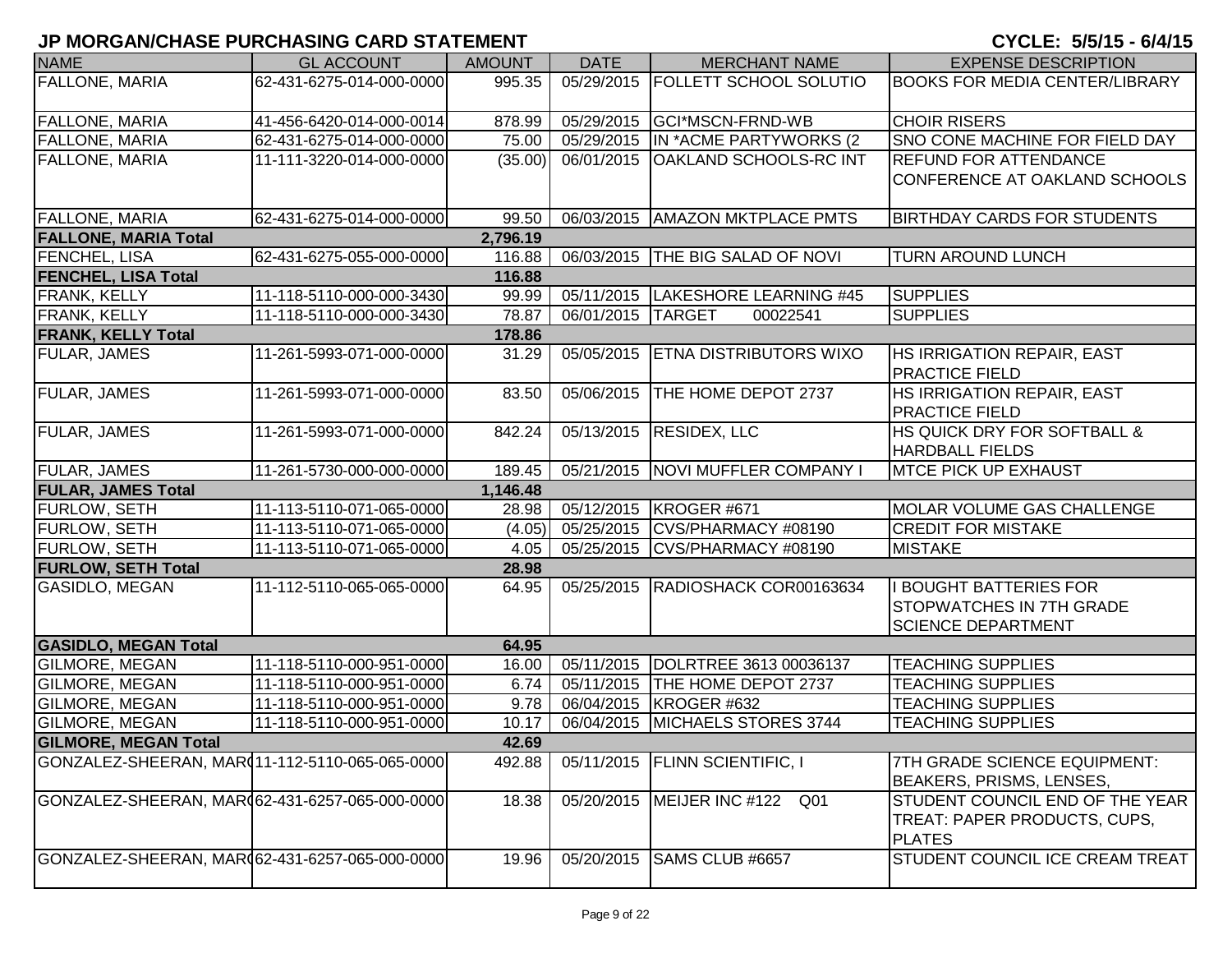# JP MORGAN/CHASE PURCHASING CARD STATEMENT

**CYCLE: 5/5/15 - 6/4/15**

| NAME | GL ACCOUNT | AMOUNT | DATE | MERCHANT NAME | EXPENSE DESCRIPTION |
|---|---|---|---|---|---|
| FALLONE, MARIA | 62-431-6275-014-000-0000 | 995.35 | 05/29/2015 | FOLLETT SCHOOL SOLUTIO | BOOKS FOR MEDIA CENTER/LIBRARY |
| FALLONE, MARIA | 41-456-6420-014-000-0014 | 878.99 | 05/29/2015 | GCI*MSCN-FRND-WB | CHOIR RISERS |
| FALLONE, MARIA | 62-431-6275-014-000-0000 | 75.00 | 05/29/2015 | IN *ACME PARTYWORKS (2 | SNO CONE MACHINE FOR FIELD DAY |
| FALLONE, MARIA | 11-111-3220-014-000-0000 | (35.00) | 06/01/2015 | OAKLAND SCHOOLS-RC INT | REFUND FOR ATTENDANCE CONFERENCE AT OAKLAND SCHOOLS |
| FALLONE, MARIA | 62-431-6275-014-000-0000 | 99.50 | 06/03/2015 | AMAZON MKTPLACE PMTS | BIRTHDAY CARDS FOR STUDENTS |
| **FALLONE, MARIA Total** | | **2,796.19** | | | |
| FENCHEL, LISA | 62-431-6275-055-000-0000 | 116.88 | 06/03/2015 | THE BIG SALAD OF NOVI | TURN AROUND LUNCH |
| **FENCHEL, LISA Total** | | **116.88** | | | |
| FRANK, KELLY | 11-118-5110-000-000-3430 | 99.99 | 05/11/2015 | LAKESHORE LEARNING #45 | SUPPLIES |
| FRANK, KELLY | 11-118-5110-000-000-3430 | 78.87 | 06/01/2015 | TARGET 00022541 | SUPPLIES |
| **FRANK, KELLY Total** | | **178.86** | | | |
| FULAR, JAMES | 11-261-5993-071-000-0000 | 31.29 | 05/05/2015 | ETNA DISTRIBUTORS WIXO | HS IRRIGATION REPAIR, EAST PRACTICE FIELD |
| FULAR, JAMES | 11-261-5993-071-000-0000 | 83.50 | 05/06/2015 | THE HOME DEPOT 2737 | HS IRRIGATION REPAIR, EAST PRACTICE FIELD |
| FULAR, JAMES | 11-261-5993-071-000-0000 | 842.24 | 05/13/2015 | RESIDEX, LLC | HS QUICK DRY FOR SOFTBALL & HARDBALL FIELDS |
| FULAR, JAMES | 11-261-5730-000-000-0000 | 189.45 | 05/21/2015 | NOVI MUFFLER COMPANY I | MTCE PICK UP EXHAUST |
| **FULAR, JAMES Total** | | **1,146.48** | | | |
| FURLOW, SETH | 11-113-5110-071-065-0000 | 28.98 | 05/12/2015 | KROGER #671 | MOLAR VOLUME GAS CHALLENGE |
| FURLOW, SETH | 11-113-5110-071-065-0000 | (4.05) | 05/25/2015 | CVS/PHARMACY #08190 | CREDIT FOR MISTAKE |
| FURLOW, SETH | 11-113-5110-071-065-0000 | 4.05 | 05/25/2015 | CVS/PHARMACY #08190 | MISTAKE |
| **FURLOW, SETH Total** | | **28.98** | | | |
| GASIDLO, MEGAN | 11-112-5110-065-065-0000 | 64.95 | 05/25/2015 | RADIOSHACK COR00163634 | I BOUGHT BATTERIES FOR STOPWATCHES IN 7TH GRADE SCIENCE DEPARTMENT |
| **GASIDLO, MEGAN Total** | | **64.95** | | | |
| GILMORE, MEGAN | 11-118-5110-000-951-0000 | 16.00 | 05/11/2015 | DOLRTREE 3613 00036137 | TEACHING SUPPLIES |
| GILMORE, MEGAN | 11-118-5110-000-951-0000 | 6.74 | 05/11/2015 | THE HOME DEPOT 2737 | TEACHING SUPPLIES |
| GILMORE, MEGAN | 11-118-5110-000-951-0000 | 9.78 | 06/04/2015 | KROGER #632 | TEACHING SUPPLIES |
| GILMORE, MEGAN | 11-118-5110-000-951-0000 | 10.17 | 06/04/2015 | MICHAELS STORES 3744 | TEACHING SUPPLIES |
| **GILMORE, MEGAN Total** | | **42.69** | | | |
| GONZALEZ-SHEERAN, MAR( | 11-112-5110-065-065-0000 | 492.88 | 05/11/2015 | FLINN SCIENTIFIC, I | 7TH GRADE SCIENCE EQUIPMENT: BEAKERS, PRISMS, LENSES, |
| GONZALEZ-SHEERAN, MAR( | 62-431-6257-065-000-0000 | 18.38 | 05/20/2015 | MEIJER INC #122 Q01 | STUDENT COUNCIL END OF THE YEAR TREAT: PAPER PRODUCTS, CUPS, PLATES |
| GONZALEZ-SHEERAN, MAR( | 62-431-6257-065-000-0000 | 19.96 | 05/20/2015 | SAMS CLUB #6657 | STUDENT COUNCIL ICE CREAM TREAT |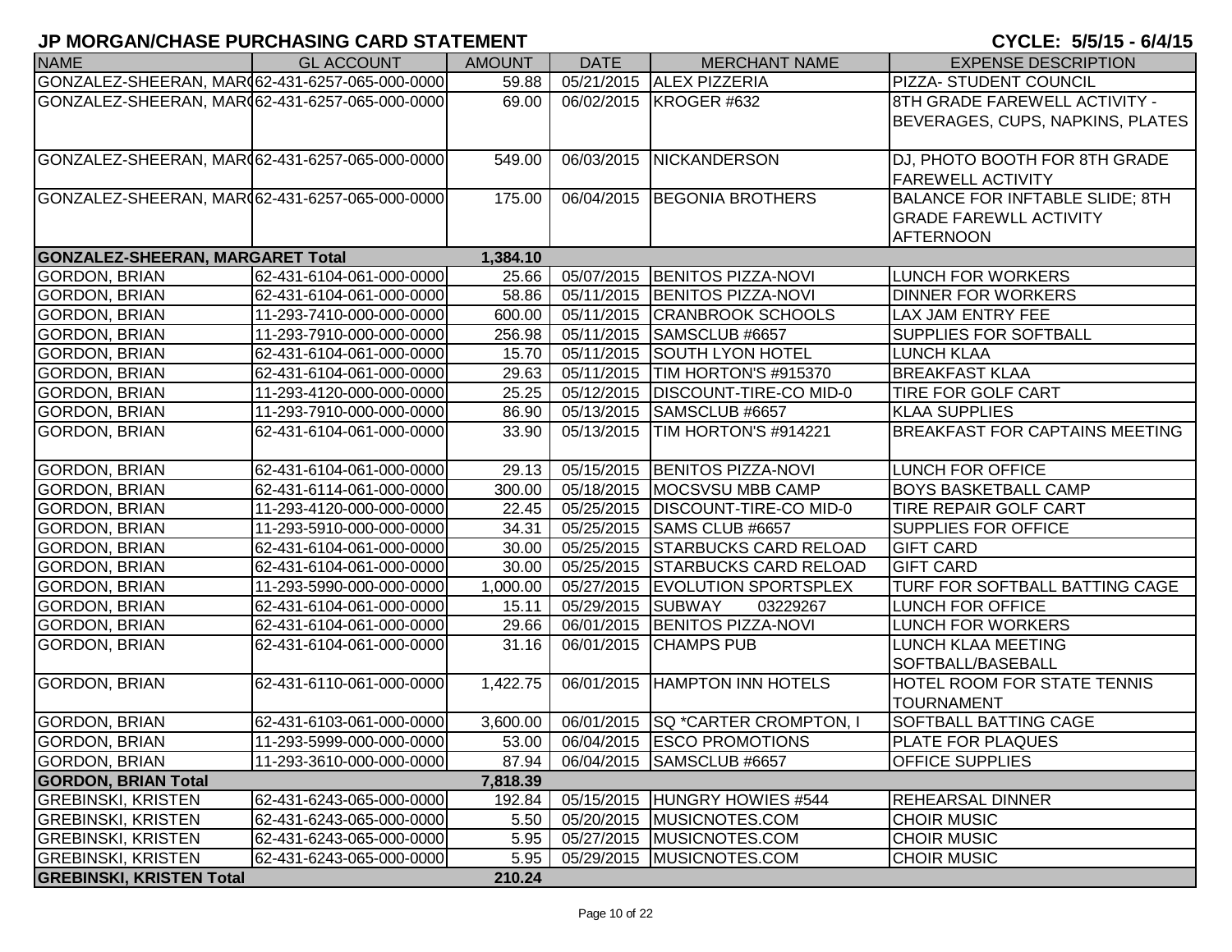# JP MORGAN/CHASE PURCHASING CARD STATEMENT

**CYCLE: 5/5/15 - 6/4/15**

| NAME | GL ACCOUNT | AMOUNT | DATE | MERCHANT NAME | EXPENSE DESCRIPTION |
|---|---|---|---|---|---|
| GONZALEZ-SHEERAN, MAR( | 62-431-6257-065-000-0000 | 59.88 | 05/21/2015 | ALEX PIZZERIA | PIZZA- STUDENT COUNCIL |
| GONZALEZ-SHEERAN, MAR( | 62-431-6257-065-000-0000 | 69.00 | 06/02/2015 | KROGER #632 | 8TH GRADE FAREWELL ACTIVITY - BEVERAGES, CUPS, NAPKINS, PLATES |
| GONZALEZ-SHEERAN, MAR( | 62-431-6257-065-000-0000 | 549.00 | 06/03/2015 | NICKANDERSON | DJ, PHOTO BOOTH FOR 8TH GRADE FAREWELL ACTIVITY |
| GONZALEZ-SHEERAN, MAR( | 62-431-6257-065-000-0000 | 175.00 | 06/04/2015 | BEGONIA BROTHERS | BALANCE FOR INFTABLE SLIDE; 8TH GRADE FAREWLL ACTIVITY AFTERNOON |
| **GONZALEZ-SHEERAN, MARGARET Total** | | **1,384.10** | | | |
| GORDON, BRIAN | 62-431-6104-061-000-0000 | 25.66 | 05/07/2015 | BENITOS PIZZA-NOVI | LUNCH FOR WORKERS |
| GORDON, BRIAN | 62-431-6104-061-000-0000 | 58.86 | 05/11/2015 | BENITOS PIZZA-NOVI | DINNER FOR WORKERS |
| GORDON, BRIAN | 11-293-7410-000-000-0000 | 600.00 | 05/11/2015 | CRANBROOK SCHOOLS | LAX JAM ENTRY FEE |
| GORDON, BRIAN | 11-293-7910-000-000-0000 | 256.98 | 05/11/2015 | SAMSCLUB #6657 | SUPPLIES FOR SOFTBALL |
| GORDON, BRIAN | 62-431-6104-061-000-0000 | 15.70 | 05/11/2015 | SOUTH LYON HOTEL | LUNCH KLAA |
| GORDON, BRIAN | 62-431-6104-061-000-0000 | 29.63 | 05/11/2015 | TIM HORTON'S #915370 | BREAKFAST KLAA |
| GORDON, BRIAN | 11-293-4120-000-000-0000 | 25.25 | 05/12/2015 | DISCOUNT-TIRE-CO MID-0 | TIRE FOR GOLF CART |
| GORDON, BRIAN | 11-293-7910-000-000-0000 | 86.90 | 05/13/2015 | SAMSCLUB #6657 | KLAA SUPPLIES |
| GORDON, BRIAN | 62-431-6104-061-000-0000 | 33.90 | 05/13/2015 | TIM HORTON'S #914221 | BREAKFAST FOR CAPTAINS MEETING |
| GORDON, BRIAN | 62-431-6104-061-000-0000 | 29.13 | 05/15/2015 | BENITOS PIZZA-NOVI | LUNCH FOR OFFICE |
| GORDON, BRIAN | 62-431-6114-061-000-0000 | 300.00 | 05/18/2015 | MOCSVSU MBB CAMP | BOYS BASKETBALL CAMP |
| GORDON, BRIAN | 11-293-4120-000-000-0000 | 22.45 | 05/25/2015 | DISCOUNT-TIRE-CO MID-0 | TIRE REPAIR GOLF CART |
| GORDON, BRIAN | 11-293-5910-000-000-0000 | 34.31 | 05/25/2015 | SAMS CLUB #6657 | SUPPLIES FOR OFFICE |
| GORDON, BRIAN | 62-431-6104-061-000-0000 | 30.00 | 05/25/2015 | STARBUCKS CARD RELOAD | GIFT CARD |
| GORDON, BRIAN | 62-431-6104-061-000-0000 | 30.00 | 05/25/2015 | STARBUCKS CARD RELOAD | GIFT CARD |
| GORDON, BRIAN | 11-293-5990-000-000-0000 | 1,000.00 | 05/27/2015 | EVOLUTION SPORTSPLEX | TURF FOR SOFTBALL BATTING CAGE |
| GORDON, BRIAN | 62-431-6104-061-000-0000 | 15.11 | 05/29/2015 | SUBWAY 03229267 | LUNCH FOR OFFICE |
| GORDON, BRIAN | 62-431-6104-061-000-0000 | 29.66 | 06/01/2015 | BENITOS PIZZA-NOVI | LUNCH FOR WORKERS |
| GORDON, BRIAN | 62-431-6104-061-000-0000 | 31.16 | 06/01/2015 | CHAMPS PUB | LUNCH KLAA MEETING SOFTBALL/BASEBALL |
| GORDON, BRIAN | 62-431-6110-061-000-0000 | 1,422.75 | 06/01/2015 | HAMPTON INN HOTELS | HOTEL ROOM FOR STATE TENNIS TOURNAMENT |
| GORDON, BRIAN | 62-431-6103-061-000-0000 | 3,600.00 | 06/01/2015 | SQ *CARTER CROMPTON, I | SOFTBALL BATTING CAGE |
| GORDON, BRIAN | 11-293-5999-000-000-0000 | 53.00 | 06/04/2015 | ESCO PROMOTIONS | PLATE FOR PLAQUES |
| GORDON, BRIAN | 11-293-3610-000-000-0000 | 87.94 | 06/04/2015 | SAMSCLUB #6657 | OFFICE SUPPLIES |
| **GORDON, BRIAN Total** | | **7,818.39** | | | |
| GREBINSKI, KRISTEN | 62-431-6243-065-000-0000 | 192.84 | 05/15/2015 | HUNGRY HOWIES #544 | REHEARSAL DINNER |
| GREBINSKI, KRISTEN | 62-431-6243-065-000-0000 | 5.50 | 05/20/2015 | MUSICNOTES.COM | CHOIR MUSIC |
| GREBINSKI, KRISTEN | 62-431-6243-065-000-0000 | 5.95 | 05/27/2015 | MUSICNOTES.COM | CHOIR MUSIC |
| GREBINSKI, KRISTEN | 62-431-6243-065-000-0000 | 5.95 | 05/29/2015 | MUSICNOTES.COM | CHOIR MUSIC |
| **GREBINSKI, KRISTEN Total** | | **210.24** | | | |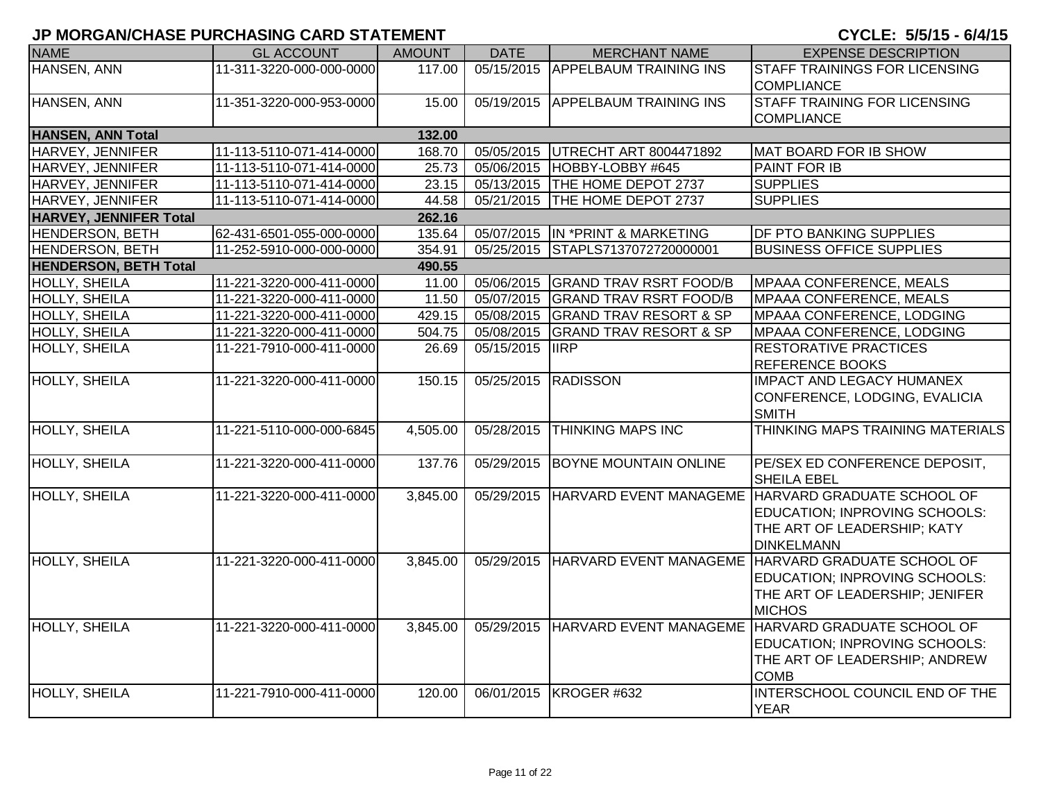# JP MORGAN/CHASE PURCHASING CARD STATEMENT

**CYCLE: 5/5/15 - 6/4/15**

| NAME | GL ACCOUNT | AMOUNT | DATE | MERCHANT NAME | EXPENSE DESCRIPTION |
|---|---|---|---|---|---|
| HANSEN, ANN | 11-311-3220-000-000-0000 | 117.00 | 05/15/2015 | APPELBAUM TRAINING INS | STAFF TRAININGS FOR LICENSING COMPLIANCE |
| HANSEN, ANN | 11-351-3220-000-953-0000 | 15.00 | 05/19/2015 | APPELBAUM TRAINING INS | STAFF TRAINING FOR LICENSING COMPLIANCE |
| **HANSEN, ANN Total** | | **132.00** | | | |
| HARVEY, JENNIFER | 11-113-5110-071-414-0000 | 168.70 | 05/05/2015 | UTRECHT ART 8004471892 | MAT BOARD FOR IB SHOW |
| HARVEY, JENNIFER | 11-113-5110-071-414-0000 | 25.73 | 05/06/2015 | HOBBY-LOBBY #645 | PAINT FOR IB |
| HARVEY, JENNIFER | 11-113-5110-071-414-0000 | 23.15 | 05/13/2015 | THE HOME DEPOT 2737 | SUPPLIES |
| HARVEY, JENNIFER | 11-113-5110-071-414-0000 | 44.58 | 05/21/2015 | THE HOME DEPOT 2737 | SUPPLIES |
| **HARVEY, JENNIFER Total** | | **262.16** | | | |
| HENDERSON, BETH | 62-431-6501-055-000-0000 | 135.64 | 05/07/2015 | IN *PRINT & MARKETING | DF PTO BANKING SUPPLIES |
| HENDERSON, BETH | 11-252-5910-000-000-0000 | 354.91 | 05/25/2015 | STAPLS7137072720000001 | BUSINESS OFFICE SUPPLIES |
| **HENDERSON, BETH Total** | | **490.55** | | | |
| HOLLY, SHEILA | 11-221-3220-000-411-0000 | 11.00 | 05/06/2015 | GRAND TRAV RSRT FOOD/B | MPAAA CONFERENCE, MEALS |
| HOLLY, SHEILA | 11-221-3220-000-411-0000 | 11.50 | 05/07/2015 | GRAND TRAV RSRT FOOD/B | MPAAA CONFERENCE, MEALS |
| HOLLY, SHEILA | 11-221-3220-000-411-0000 | 429.15 | 05/08/2015 | GRAND TRAV RESORT & SP | MPAAA CONFERENCE, LODGING |
| HOLLY, SHEILA | 11-221-3220-000-411-0000 | 504.75 | 05/08/2015 | GRAND TRAV RESORT & SP | MPAAA CONFERENCE, LODGING |
| HOLLY, SHEILA | 11-221-7910-000-411-0000 | 26.69 | 05/15/2015 | IIRP | RESTORATIVE PRACTICES REFERENCE BOOKS |
| HOLLY, SHEILA | 11-221-3220-000-411-0000 | 150.15 | 05/25/2015 | RADISSON | IMPACT AND LEGACY HUMANEX CONFERENCE, LODGING, EVALICIA SMITH |
| HOLLY, SHEILA | 11-221-5110-000-000-6845 | 4,505.00 | 05/28/2015 | THINKING MAPS INC | THINKING MAPS TRAINING MATERIALS |
| HOLLY, SHEILA | 11-221-3220-000-411-0000 | 137.76 | 05/29/2015 | BOYNE MOUNTAIN ONLINE | PE/SEX ED CONFERENCE DEPOSIT, SHEILA EBEL |
| HOLLY, SHEILA | 11-221-3220-000-411-0000 | 3,845.00 | 05/29/2015 | HARVARD EVENT MANAGEME | HARVARD GRADUATE SCHOOL OF EDUCATION; INPROVING SCHOOLS: THE ART OF LEADERSHIP; KATY DINKELMANN |
| HOLLY, SHEILA | 11-221-3220-000-411-0000 | 3,845.00 | 05/29/2015 | HARVARD EVENT MANAGEME | HARVARD GRADUATE SCHOOL OF EDUCATION; INPROVING SCHOOLS: THE ART OF LEADERSHIP; JENIFER MICHOS |
| HOLLY, SHEILA | 11-221-3220-000-411-0000 | 3,845.00 | 05/29/2015 | HARVARD EVENT MANAGEME | HARVARD GRADUATE SCHOOL OF EDUCATION; INPROVING SCHOOLS: THE ART OF LEADERSHIP; ANDREW COMB |
| HOLLY, SHEILA | 11-221-7910-000-411-0000 | 120.00 | 06/01/2015 | KROGER #632 | INTERSCHOOL COUNCIL END OF THE YEAR |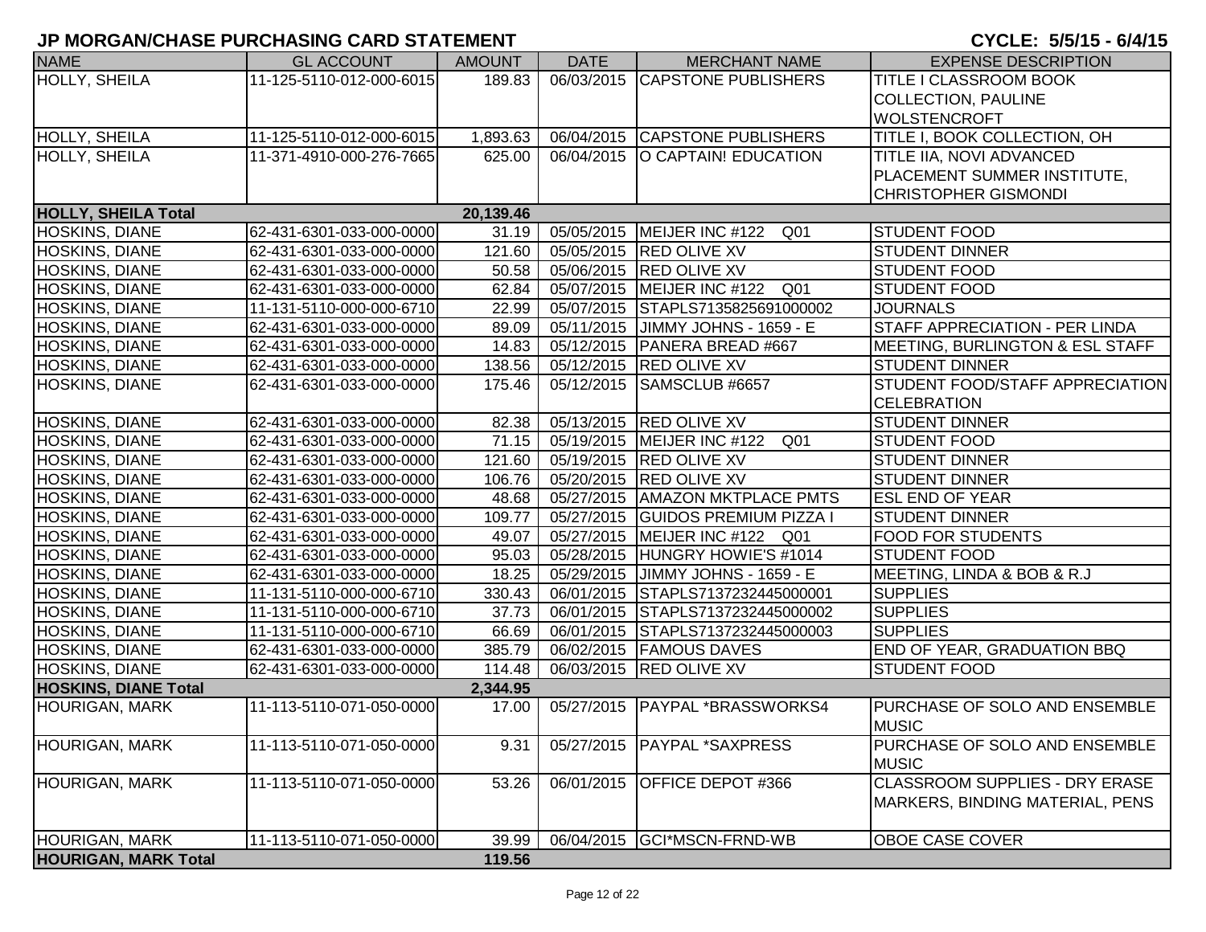# JP MORGAN/CHASE PURCHASING CARD STATEMENT

CYCLE: 5/5/15 - 6/4/15

| NAME | GL ACCOUNT | AMOUNT | DATE | MERCHANT NAME | EXPENSE DESCRIPTION |
|---|---|---|---|---|---|
| HOLLY, SHEILA | 11-125-5110-012-000-6015 | 189.83 | 06/03/2015 | CAPSTONE PUBLISHERS | TITLE I CLASSROOM BOOK COLLECTION, PAULINE WOLSTENCROFT |
| HOLLY, SHEILA | 11-125-5110-012-000-6015 | 1,893.63 | 06/04/2015 | CAPSTONE PUBLISHERS | TITLE I, BOOK COLLECTION, OH |
| HOLLY, SHEILA | 11-371-4910-000-276-7665 | 625.00 | 06/04/2015 | O CAPTAIN! EDUCATION | TITLE IIA, NOVI ADVANCED PLACEMENT SUMMER INSTITUTE, CHRISTOPHER GISMONDI |
| **HOLLY, SHEILA Total** | | **20,139.46** | | | |
| HOSKINS, DIANE | 62-431-6301-033-000-0000 | 31.19 | 05/05/2015 | MEIJER INC #122 Q01 | STUDENT FOOD |
| HOSKINS, DIANE | 62-431-6301-033-000-0000 | 121.60 | 05/05/2015 | RED OLIVE XV | STUDENT DINNER |
| HOSKINS, DIANE | 62-431-6301-033-000-0000 | 50.58 | 05/06/2015 | RED OLIVE XV | STUDENT FOOD |
| HOSKINS, DIANE | 62-431-6301-033-000-0000 | 62.84 | 05/07/2015 | MEIJER INC #122 Q01 | STUDENT FOOD |
| HOSKINS, DIANE | 11-131-5110-000-000-6710 | 22.99 | 05/07/2015 | STAPLS7135825691000002 | JOURNALS |
| HOSKINS, DIANE | 62-431-6301-033-000-0000 | 89.09 | 05/11/2015 | JIMMY JOHNS - 1659 - E | STAFF APPRECIATION - PER LINDA |
| HOSKINS, DIANE | 62-431-6301-033-000-0000 | 14.83 | 05/12/2015 | PANERA BREAD #667 | MEETING, BURLINGTON & ESL STAFF |
| HOSKINS, DIANE | 62-431-6301-033-000-0000 | 138.56 | 05/12/2015 | RED OLIVE XV | STUDENT DINNER |
| HOSKINS, DIANE | 62-431-6301-033-000-0000 | 175.46 | 05/12/2015 | SAMSCLUB #6657 | STUDENT FOOD/STAFF APPRECIATION CELEBRATION |
| HOSKINS, DIANE | 62-431-6301-033-000-0000 | 82.38 | 05/13/2015 | RED OLIVE XV | STUDENT DINNER |
| HOSKINS, DIANE | 62-431-6301-033-000-0000 | 71.15 | 05/19/2015 | MEIJER INC #122 Q01 | STUDENT FOOD |
| HOSKINS, DIANE | 62-431-6301-033-000-0000 | 121.60 | 05/19/2015 | RED OLIVE XV | STUDENT DINNER |
| HOSKINS, DIANE | 62-431-6301-033-000-0000 | 106.76 | 05/20/2015 | RED OLIVE XV | STUDENT DINNER |
| HOSKINS, DIANE | 62-431-6301-033-000-0000 | 48.68 | 05/27/2015 | AMAZON MKTPLACE PMTS | ESL END OF YEAR |
| HOSKINS, DIANE | 62-431-6301-033-000-0000 | 109.77 | 05/27/2015 | GUIDOS PREMIUM PIZZA I | STUDENT DINNER |
| HOSKINS, DIANE | 62-431-6301-033-000-0000 | 49.07 | 05/27/2015 | MEIJER INC #122 Q01 | FOOD FOR STUDENTS |
| HOSKINS, DIANE | 62-431-6301-033-000-0000 | 95.03 | 05/28/2015 | HUNGRY HOWIE'S #1014 | STUDENT FOOD |
| HOSKINS, DIANE | 62-431-6301-033-000-0000 | 18.25 | 05/29/2015 | JIMMY JOHNS - 1659 - E | MEETING, LINDA & BOB & R.J |
| HOSKINS, DIANE | 11-131-5110-000-000-6710 | 330.43 | 06/01/2015 | STAPLS7137232445000001 | SUPPLIES |
| HOSKINS, DIANE | 11-131-5110-000-000-6710 | 37.73 | 06/01/2015 | STAPLS7137232445000002 | SUPPLIES |
| HOSKINS, DIANE | 11-131-5110-000-000-6710 | 66.69 | 06/01/2015 | STAPLS7137232445000003 | SUPPLIES |
| HOSKINS, DIANE | 62-431-6301-033-000-0000 | 385.79 | 06/02/2015 | FAMOUS DAVES | END OF YEAR, GRADUATION BBQ |
| HOSKINS, DIANE | 62-431-6301-033-000-0000 | 114.48 | 06/03/2015 | RED OLIVE XV | STUDENT FOOD |
| **HOSKINS, DIANE Total** | | **2,344.95** | | | |
| HOURIGAN, MARK | 11-113-5110-071-050-0000 | 17.00 | 05/27/2015 | PAYPAL *BRASSWORKS4 | PURCHASE OF SOLO AND ENSEMBLE MUSIC |
| HOURIGAN, MARK | 11-113-5110-071-050-0000 | 9.31 | 05/27/2015 | PAYPAL *SAXPRESS | PURCHASE OF SOLO AND ENSEMBLE MUSIC |
| HOURIGAN, MARK | 11-113-5110-071-050-0000 | 53.26 | 06/01/2015 | OFFICE DEPOT #366 | CLASSROOM SUPPLIES - DRY ERASE MARKERS, BINDING MATERIAL, PENS |
| HOURIGAN, MARK | 11-113-5110-071-050-0000 | 39.99 | 06/04/2015 | GCI*MSCN-FRND-WB | OBOE CASE COVER |
| **HOURIGAN, MARK Total** | | **119.56** | | | |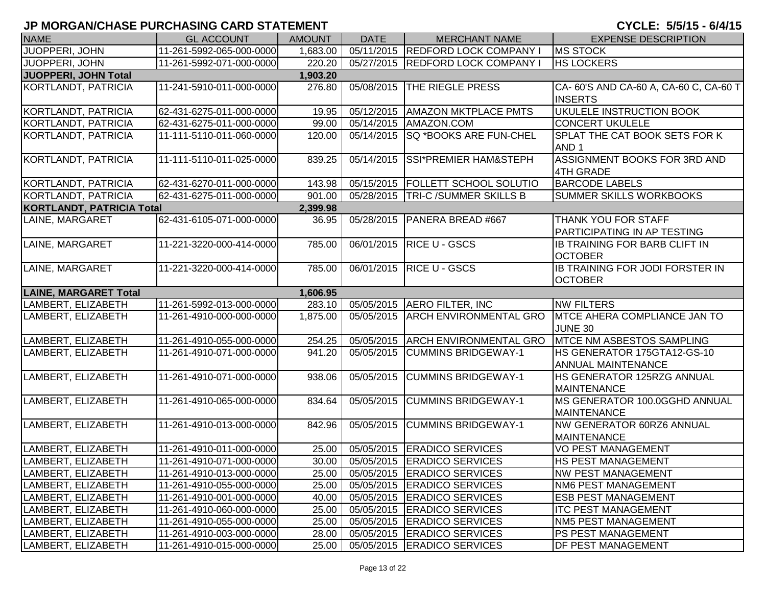## JP MORGAN/CHASE PURCHASING CARD STATEMENT

**CYCLE: 5/5/15 - 6/4/15**

| NAME | GL ACCOUNT | AMOUNT | DATE | MERCHANT NAME | EXPENSE DESCRIPTION |
|---|---|---|---|---|---|
| JUOPPERI, JOHN | 11-261-5992-065-000-0000 | 1,683.00 | 05/11/2015 | REDFORD LOCK COMPANY I | MS STOCK |
| JUOPPERI, JOHN | 11-261-5992-071-000-0000 | 220.20 | 05/27/2015 | REDFORD LOCK COMPANY I | HS LOCKERS |
| **JUOPPERI, JOHN Total** | | **1,903.20** | | | |
| KORTLANDT, PATRICIA | 11-241-5910-011-000-0000 | 276.80 | 05/08/2015 | THE RIEGLE PRESS | CA- 60'S AND CA-60 A, CA-60 C, CA-60 T INSERTS |
| KORTLANDT, PATRICIA | 62-431-6275-011-000-0000 | 19.95 | 05/12/2015 | AMAZON MKTPLACE PMTS | UKULELE INSTRUCTION BOOK |
| KORTLANDT, PATRICIA | 62-431-6275-011-000-0000 | 99.00 | 05/14/2015 | AMAZON.COM | CONCERT UKULELE |
| KORTLANDT, PATRICIA | 11-111-5110-011-060-0000 | 120.00 | 05/14/2015 | SQ *BOOKS ARE FUN-CHEL | SPLAT THE CAT BOOK SETS FOR K AND 1 |
| KORTLANDT, PATRICIA | 11-111-5110-011-025-0000 | 839.25 | 05/14/2015 | SSI*PREMIER HAM&STEPH | ASSIGNMENT BOOKS FOR 3RD AND 4TH GRADE |
| KORTLANDT, PATRICIA | 62-431-6270-011-000-0000 | 143.98 | 05/15/2015 | FOLLETT SCHOOL SOLUTIO | BARCODE LABELS |
| KORTLANDT, PATRICIA | 62-431-6275-011-000-0000 | 901.00 | 05/28/2015 | TRI-C /SUMMER SKILLS B | SUMMER SKILLS WORKBOOKS |
| **KORTLANDT, PATRICIA Total** | | **2,399.98** | | | |
| LAINE, MARGARET | 62-431-6105-071-000-0000 | 36.95 | 05/28/2015 | PANERA BREAD #667 | THANK YOU FOR STAFF PARTICIPATING IN AP TESTING |
| LAINE, MARGARET | 11-221-3220-000-414-0000 | 785.00 | 06/01/2015 | RICE U - GSCS | IB TRAINING FOR BARB CLIFT IN OCTOBER |
| LAINE, MARGARET | 11-221-3220-000-414-0000 | 785.00 | 06/01/2015 | RICE U - GSCS | IB TRAINING FOR JODI FORSTER IN OCTOBER |
| **LAINE, MARGARET Total** | | **1,606.95** | | | |
| LAMBERT, ELIZABETH | 11-261-5992-013-000-0000 | 283.10 | 05/05/2015 | AERO FILTER, INC | NW FILTERS |
| LAMBERT, ELIZABETH | 11-261-4910-000-000-0000 | 1,875.00 | 05/05/2015 | ARCH ENVIRONMENTAL GRO | MTCE AHERA COMPLIANCE JAN TO JUNE 30 |
| LAMBERT, ELIZABETH | 11-261-4910-055-000-0000 | 254.25 | 05/05/2015 | ARCH ENVIRONMENTAL GRO | MTCE NM ASBESTOS SAMPLING |
| LAMBERT, ELIZABETH | 11-261-4910-071-000-0000 | 941.20 | 05/05/2015 | CUMMINS BRIDGEWAY-1 | HS GENERATOR 175GTA12-GS-10 ANNUAL MAINTENANCE |
| LAMBERT, ELIZABETH | 11-261-4910-071-000-0000 | 938.06 | 05/05/2015 | CUMMINS BRIDGEWAY-1 | HS GENERATOR 125RZG ANNUAL MAINTENANCE |
| LAMBERT, ELIZABETH | 11-261-4910-065-000-0000 | 834.64 | 05/05/2015 | CUMMINS BRIDGEWAY-1 | MS GENERATOR 100.0GGHD ANNUAL MAINTENANCE |
| LAMBERT, ELIZABETH | 11-261-4910-013-000-0000 | 842.96 | 05/05/2015 | CUMMINS BRIDGEWAY-1 | NW GENERATOR 60RZ6 ANNUAL MAINTENANCE |
| LAMBERT, ELIZABETH | 11-261-4910-011-000-0000 | 25.00 | 05/05/2015 | ERADICO SERVICES | VO PEST MANAGEMENT |
| LAMBERT, ELIZABETH | 11-261-4910-071-000-0000 | 30.00 | 05/05/2015 | ERADICO SERVICES | HS PEST MANAGEMENT |
| LAMBERT, ELIZABETH | 11-261-4910-013-000-0000 | 25.00 | 05/05/2015 | ERADICO SERVICES | NW PEST MANAGEMENT |
| LAMBERT, ELIZABETH | 11-261-4910-055-000-0000 | 25.00 | 05/05/2015 | ERADICO SERVICES | NM6 PEST MANAGEMENT |
| LAMBERT, ELIZABETH | 11-261-4910-001-000-0000 | 40.00 | 05/05/2015 | ERADICO SERVICES | ESB PEST MANAGEMENT |
| LAMBERT, ELIZABETH | 11-261-4910-060-000-0000 | 25.00 | 05/05/2015 | ERADICO SERVICES | ITC PEST MANAGEMENT |
| LAMBERT, ELIZABETH | 11-261-4910-055-000-0000 | 25.00 | 05/05/2015 | ERADICO SERVICES | NM5 PEST MANAGEMENT |
| LAMBERT, ELIZABETH | 11-261-4910-003-000-0000 | 28.00 | 05/05/2015 | ERADICO SERVICES | PS PEST MANAGEMENT |
| LAMBERT, ELIZABETH | 11-261-4910-015-000-0000 | 25.00 | 05/05/2015 | ERADICO SERVICES | DF PEST MANAGEMENT |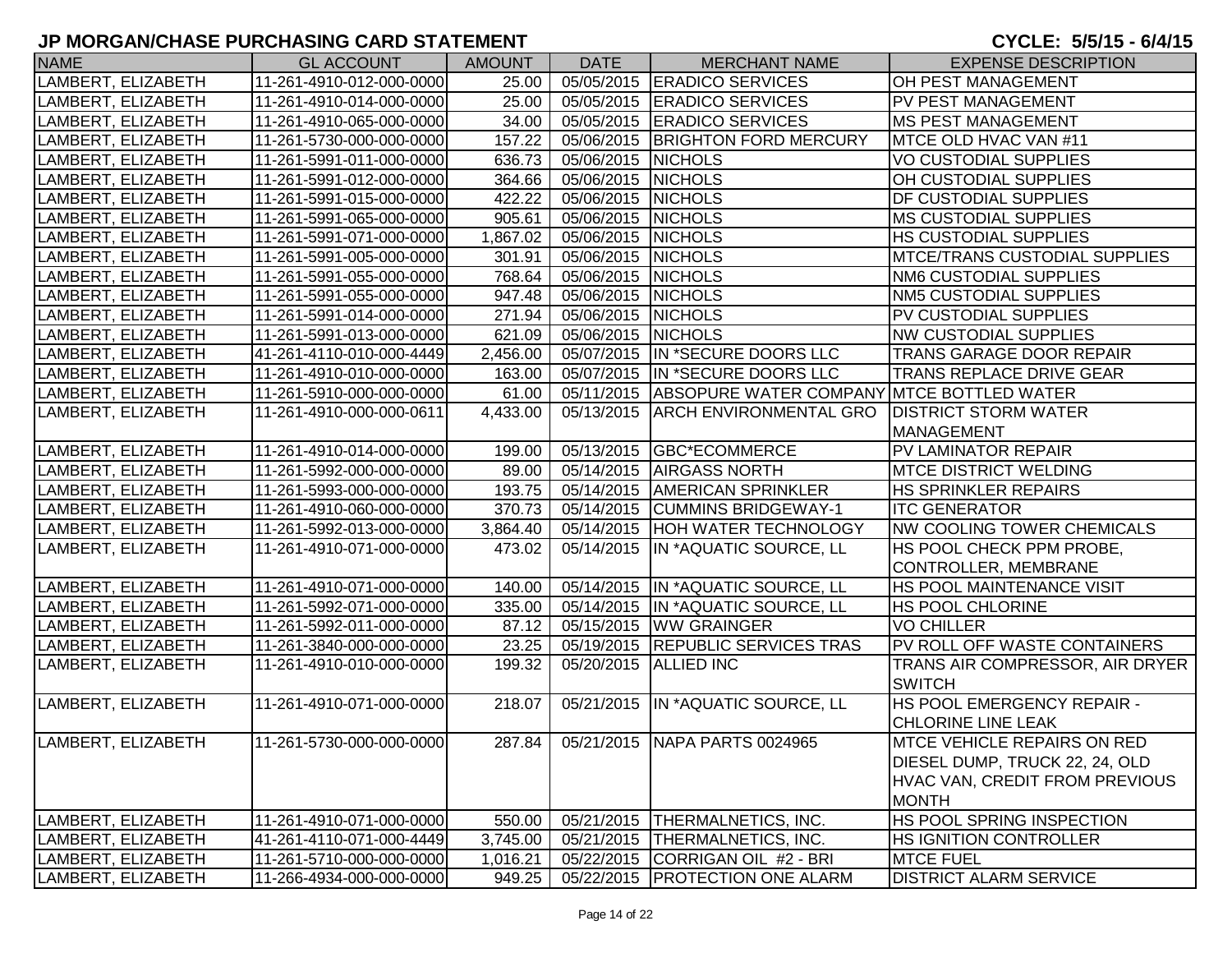# JP MORGAN/CHASE PURCHASING CARD STATEMENT

**CYCLE: 5/5/15 - 6/4/15**

| NAME | GL ACCOUNT | AMOUNT | DATE | MERCHANT NAME | EXPENSE DESCRIPTION |
|---|---|---|---|---|---|
| LAMBERT, ELIZABETH | 11-261-4910-012-000-0000 | 25.00 | 05/05/2015 | ERADICO SERVICES | OH PEST MANAGEMENT |
| LAMBERT, ELIZABETH | 11-261-4910-014-000-0000 | 25.00 | 05/05/2015 | ERADICO SERVICES | PV PEST MANAGEMENT |
| LAMBERT, ELIZABETH | 11-261-4910-065-000-0000 | 34.00 | 05/05/2015 | ERADICO SERVICES | MS PEST MANAGEMENT |
| LAMBERT, ELIZABETH | 11-261-5730-000-000-0000 | 157.22 | 05/06/2015 | BRIGHTON FORD MERCURY | MTCE OLD HVAC VAN #11 |
| LAMBERT, ELIZABETH | 11-261-5991-011-000-0000 | 636.73 | 05/06/2015 | NICHOLS | VO CUSTODIAL SUPPLIES |
| LAMBERT, ELIZABETH | 11-261-5991-012-000-0000 | 364.66 | 05/06/2015 | NICHOLS | OH CUSTODIAL SUPPLIES |
| LAMBERT, ELIZABETH | 11-261-5991-015-000-0000 | 422.22 | 05/06/2015 | NICHOLS | DF CUSTODIAL SUPPLIES |
| LAMBERT, ELIZABETH | 11-261-5991-065-000-0000 | 905.61 | 05/06/2015 | NICHOLS | MS CUSTODIAL SUPPLIES |
| LAMBERT, ELIZABETH | 11-261-5991-071-000-0000 | 1,867.02 | 05/06/2015 | NICHOLS | HS CUSTODIAL SUPPLIES |
| LAMBERT, ELIZABETH | 11-261-5991-005-000-0000 | 301.91 | 05/06/2015 | NICHOLS | MTCE/TRANS CUSTODIAL SUPPLIES |
| LAMBERT, ELIZABETH | 11-261-5991-055-000-0000 | 768.64 | 05/06/2015 | NICHOLS | NM6 CUSTODIAL SUPPLIES |
| LAMBERT, ELIZABETH | 11-261-5991-055-000-0000 | 947.48 | 05/06/2015 | NICHOLS | NM5 CUSTODIAL SUPPLIES |
| LAMBERT, ELIZABETH | 11-261-5991-014-000-0000 | 271.94 | 05/06/2015 | NICHOLS | PV CUSTODIAL SUPPLIES |
| LAMBERT, ELIZABETH | 11-261-5991-013-000-0000 | 621.09 | 05/06/2015 | NICHOLS | NW CUSTODIAL SUPPLIES |
| LAMBERT, ELIZABETH | 41-261-4110-010-000-4449 | 2,456.00 | 05/07/2015 | IN *SECURE DOORS LLC | TRANS GARAGE DOOR REPAIR |
| LAMBERT, ELIZABETH | 11-261-4910-010-000-0000 | 163.00 | 05/07/2015 | IN *SECURE DOORS LLC | TRANS REPLACE DRIVE GEAR |
| LAMBERT, ELIZABETH | 11-261-5910-000-000-0000 | 61.00 | 05/11/2015 | ABSOPURE WATER COMPANY | MTCE BOTTLED WATER |
| LAMBERT, ELIZABETH | 11-261-4910-000-000-0611 | 4,433.00 | 05/13/2015 | ARCH ENVIRONMENTAL GRO | DISTRICT STORM WATER MANAGEMENT |
| LAMBERT, ELIZABETH | 11-261-4910-014-000-0000 | 199.00 | 05/13/2015 | GBC*ECOMMERCE | PV LAMINATOR REPAIR |
| LAMBERT, ELIZABETH | 11-261-5992-000-000-0000 | 89.00 | 05/14/2015 | AIRGASS NORTH | MTCE DISTRICT WELDING |
| LAMBERT, ELIZABETH | 11-261-5993-000-000-0000 | 193.75 | 05/14/2015 | AMERICAN SPRINKLER | HS SPRINKLER REPAIRS |
| LAMBERT, ELIZABETH | 11-261-4910-060-000-0000 | 370.73 | 05/14/2015 | CUMMINS BRIDGEWAY-1 | ITC GENERATOR |
| LAMBERT, ELIZABETH | 11-261-5992-013-000-0000 | 3,864.40 | 05/14/2015 | HOH WATER TECHNOLOGY | NW COOLING TOWER CHEMICALS |
| LAMBERT, ELIZABETH | 11-261-4910-071-000-0000 | 473.02 | 05/14/2015 | IN *AQUATIC SOURCE, LL | HS POOL CHECK PPM PROBE, CONTROLLER, MEMBRANE |
| LAMBERT, ELIZABETH | 11-261-4910-071-000-0000 | 140.00 | 05/14/2015 | IN *AQUATIC SOURCE, LL | HS POOL MAINTENANCE VISIT |
| LAMBERT, ELIZABETH | 11-261-5992-071-000-0000 | 335.00 | 05/14/2015 | IN *AQUATIC SOURCE, LL | HS POOL CHLORINE |
| LAMBERT, ELIZABETH | 11-261-5992-011-000-0000 | 87.12 | 05/15/2015 | WW GRAINGER | VO CHILLER |
| LAMBERT, ELIZABETH | 11-261-3840-000-000-0000 | 23.25 | 05/19/2015 | REPUBLIC SERVICES TRAS | PV ROLL OFF WASTE CONTAINERS |
| LAMBERT, ELIZABETH | 11-261-4910-010-000-0000 | 199.32 | 05/20/2015 | ALLIED INC | TRANS AIR COMPRESSOR, AIR DRYER SWITCH |
| LAMBERT, ELIZABETH | 11-261-4910-071-000-0000 | 218.07 | 05/21/2015 | IN *AQUATIC SOURCE, LL | HS POOL EMERGENCY REPAIR - CHLORINE LINE LEAK |
| LAMBERT, ELIZABETH | 11-261-5730-000-000-0000 | 287.84 | 05/21/2015 | NAPA PARTS 0024965 | MTCE VEHICLE REPAIRS ON RED DIESEL DUMP, TRUCK 22, 24, OLD HVAC VAN, CREDIT FROM PREVIOUS MONTH |
| LAMBERT, ELIZABETH | 11-261-4910-071-000-0000 | 550.00 | 05/21/2015 | THERMALNETICS, INC. | HS POOL SPRING INSPECTION |
| LAMBERT, ELIZABETH | 41-261-4110-071-000-4449 | 3,745.00 | 05/21/2015 | THERMALNETICS, INC. | HS IGNITION CONTROLLER |
| LAMBERT, ELIZABETH | 11-261-5710-000-000-0000 | 1,016.21 | 05/22/2015 | CORRIGAN OIL #2 - BRI | MTCE FUEL |
| LAMBERT, ELIZABETH | 11-266-4934-000-000-0000 | 949.25 | 05/22/2015 | PROTECTION ONE ALARM | DISTRICT ALARM SERVICE |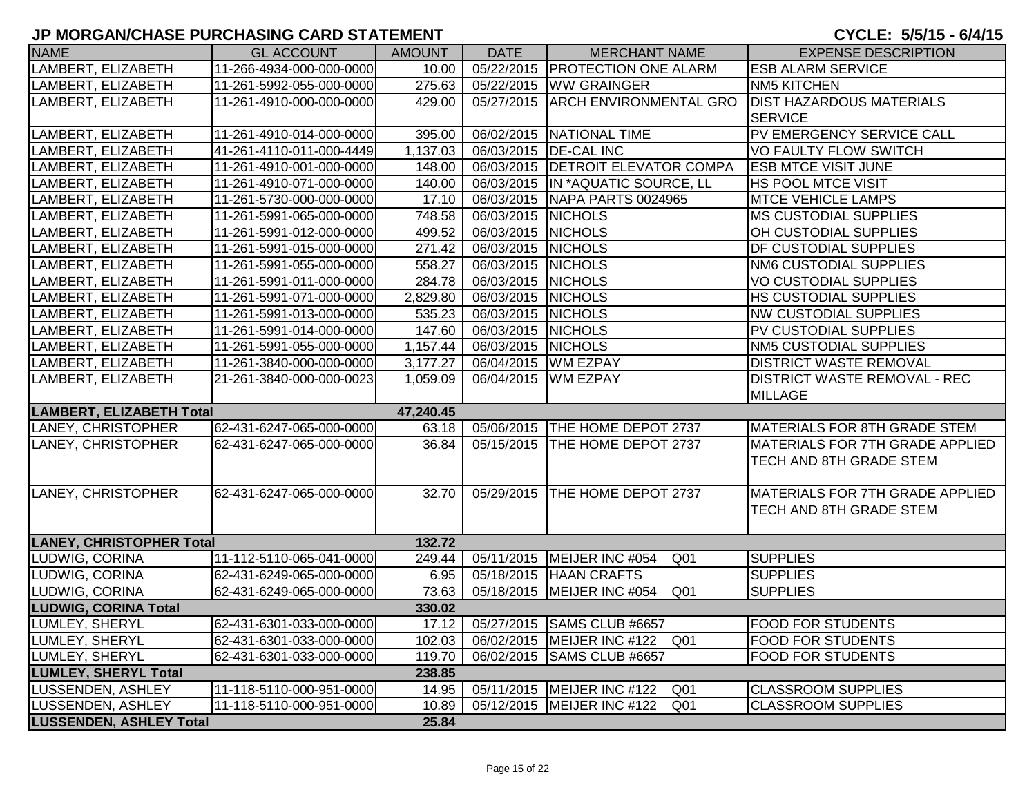## JP MORGAN/CHASE PURCHASING CARD STATEMENT

**CYCLE: 5/5/15 - 6/4/15**

| NAME | GL ACCOUNT | AMOUNT | DATE | MERCHANT NAME | EXPENSE DESCRIPTION |
|---|---|---|---|---|---|
| LAMBERT, ELIZABETH | 11-266-4934-000-000-0000 | 10.00 | 05/22/2015 | PROTECTION ONE ALARM | ESB ALARM SERVICE |
| LAMBERT, ELIZABETH | 11-261-5992-055-000-0000 | 275.63 | 05/22/2015 | WW GRAINGER | NM5 KITCHEN |
| LAMBERT, ELIZABETH | 11-261-4910-000-000-0000 | 429.00 | 05/27/2015 | ARCH ENVIRONMENTAL GRO | DIST HAZARDOUS MATERIALS SERVICE |
| LAMBERT, ELIZABETH | 11-261-4910-014-000-0000 | 395.00 | 06/02/2015 | NATIONAL TIME | PV EMERGENCY SERVICE CALL |
| LAMBERT, ELIZABETH | 41-261-4110-011-000-4449 | 1,137.03 | 06/03/2015 | DE-CAL INC | VO FAULTY FLOW SWITCH |
| LAMBERT, ELIZABETH | 11-261-4910-001-000-0000 | 148.00 | 06/03/2015 | DETROIT ELEVATOR COMPA | ESB MTCE VISIT JUNE |
| LAMBERT, ELIZABETH | 11-261-4910-071-000-0000 | 140.00 | 06/03/2015 | IN *AQUATIC SOURCE, LL | HS POOL MTCE VISIT |
| LAMBERT, ELIZABETH | 11-261-5730-000-000-0000 | 17.10 | 06/03/2015 | NAPA PARTS 0024965 | MTCE VEHICLE LAMPS |
| LAMBERT, ELIZABETH | 11-261-5991-065-000-0000 | 748.58 | 06/03/2015 | NICHOLS | MS CUSTODIAL SUPPLIES |
| LAMBERT, ELIZABETH | 11-261-5991-012-000-0000 | 499.52 | 06/03/2015 | NICHOLS | OH CUSTODIAL SUPPLIES |
| LAMBERT, ELIZABETH | 11-261-5991-015-000-0000 | 271.42 | 06/03/2015 | NICHOLS | DF CUSTODIAL SUPPLIES |
| LAMBERT, ELIZABETH | 11-261-5991-055-000-0000 | 558.27 | 06/03/2015 | NICHOLS | NM6 CUSTODIAL SUPPLIES |
| LAMBERT, ELIZABETH | 11-261-5991-011-000-0000 | 284.78 | 06/03/2015 | NICHOLS | VO CUSTODIAL SUPPLIES |
| LAMBERT, ELIZABETH | 11-261-5991-071-000-0000 | 2,829.80 | 06/03/2015 | NICHOLS | HS CUSTODIAL SUPPLIES |
| LAMBERT, ELIZABETH | 11-261-5991-013-000-0000 | 535.23 | 06/03/2015 | NICHOLS | NW CUSTODIAL SUPPLIES |
| LAMBERT, ELIZABETH | 11-261-5991-014-000-0000 | 147.60 | 06/03/2015 | NICHOLS | PV CUSTODIAL SUPPLIES |
| LAMBERT, ELIZABETH | 11-261-5991-055-000-0000 | 1,157.44 | 06/03/2015 | NICHOLS | NM5 CUSTODIAL SUPPLIES |
| LAMBERT, ELIZABETH | 11-261-3840-000-000-0000 | 3,177.27 | 06/04/2015 | WM EZPAY | DISTRICT WASTE REMOVAL |
| LAMBERT, ELIZABETH | 21-261-3840-000-000-0023 | 1,059.09 | 06/04/2015 | WM EZPAY | DISTRICT WASTE REMOVAL - REC MILLAGE |
| **LAMBERT, ELIZABETH Total** | | **47,240.45** | | | |
| LANEY, CHRISTOPHER | 62-431-6247-065-000-0000 | 63.18 | 05/06/2015 | THE HOME DEPOT 2737 | MATERIALS FOR 8TH GRADE STEM |
| LANEY, CHRISTOPHER | 62-431-6247-065-000-0000 | 36.84 | 05/15/2015 | THE HOME DEPOT 2737 | MATERIALS FOR 7TH GRADE APPLIED TECH AND 8TH GRADE STEM |
| LANEY, CHRISTOPHER | 62-431-6247-065-000-0000 | 32.70 | 05/29/2015 | THE HOME DEPOT 2737 | MATERIALS FOR 7TH GRADE APPLIED TECH AND 8TH GRADE STEM |
| **LANEY, CHRISTOPHER Total** | | **132.72** | | | |
| LUDWIG, CORINA | 11-112-5110-065-041-0000 | 249.44 | 05/11/2015 | MEIJER INC #054 Q01 | SUPPLIES |
| LUDWIG, CORINA | 62-431-6249-065-000-0000 | 6.95 | 05/18/2015 | HAAN CRAFTS | SUPPLIES |
| LUDWIG, CORINA | 62-431-6249-065-000-0000 | 73.63 | 05/18/2015 | MEIJER INC #054 Q01 | SUPPLIES |
| **LUDWIG, CORINA Total** | | **330.02** | | | |
| LUMLEY, SHERYL | 62-431-6301-033-000-0000 | 17.12 | 05/27/2015 | SAMS CLUB #6657 | FOOD FOR STUDENTS |
| LUMLEY, SHERYL | 62-431-6301-033-000-0000 | 102.03 | 06/02/2015 | MEIJER INC #122 Q01 | FOOD FOR STUDENTS |
| LUMLEY, SHERYL | 62-431-6301-033-000-0000 | 119.70 | 06/02/2015 | SAMS CLUB #6657 | FOOD FOR STUDENTS |
| **LUMLEY, SHERYL Total** | | **238.85** | | | |
| LUSSENDEN, ASHLEY | 11-118-5110-000-951-0000 | 14.95 | 05/11/2015 | MEIJER INC #122 Q01 | CLASSROOM SUPPLIES |
| LUSSENDEN, ASHLEY | 11-118-5110-000-951-0000 | 10.89 | 05/12/2015 | MEIJER INC #122 Q01 | CLASSROOM SUPPLIES |
| **LUSSENDEN, ASHLEY Total** | | **25.84** | | | |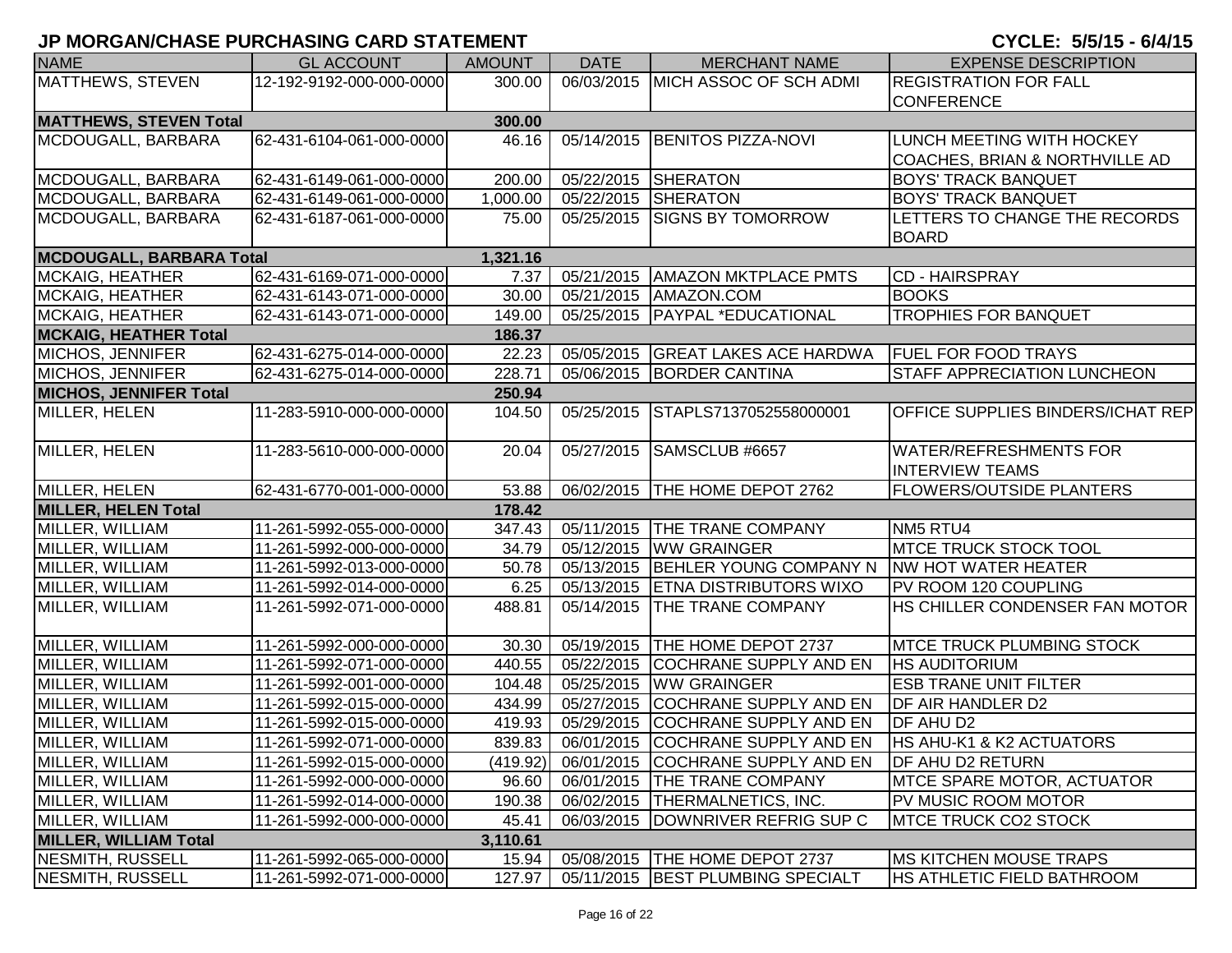## JP MORGAN/CHASE PURCHASING CARD STATEMENT

**CYCLE: 5/5/15 - 6/4/15**

| NAME | GL ACCOUNT | AMOUNT | DATE | MERCHANT NAME | EXPENSE DESCRIPTION |
|---|---|---|---|---|---|
| MATTHEWS, STEVEN | 12-192-9192-000-000-0000 | 300.00 | 06/03/2015 | MICH ASSOC OF SCH ADMI | REGISTRATION FOR FALL CONFERENCE |
| **MATTHEWS, STEVEN Total** | | **300.00** | | | |
| MCDOUGALL, BARBARA | 62-431-6104-061-000-0000 | 46.16 | 05/14/2015 | BENITOS PIZZA-NOVI | LUNCH MEETING WITH HOCKEY COACHES, BRIAN & NORTHVILLE AD |
| MCDOUGALL, BARBARA | 62-431-6149-061-000-0000 | 200.00 | 05/22/2015 | SHERATON | BOYS' TRACK BANQUET |
| MCDOUGALL, BARBARA | 62-431-6149-061-000-0000 | 1,000.00 | 05/22/2015 | SHERATON | BOYS' TRACK BANQUET |
| MCDOUGALL, BARBARA | 62-431-6187-061-000-0000 | 75.00 | 05/25/2015 | SIGNS BY TOMORROW | LETTERS TO CHANGE THE RECORDS BOARD |
| **MCDOUGALL, BARBARA Total** | | **1,321.16** | | | |
| MCKAIG, HEATHER | 62-431-6169-071-000-0000 | 7.37 | 05/21/2015 | AMAZON MKTPLACE PMTS | CD - HAIRSPRAY |
| MCKAIG, HEATHER | 62-431-6143-071-000-0000 | 30.00 | 05/21/2015 | AMAZON.COM | BOOKS |
| MCKAIG, HEATHER | 62-431-6143-071-000-0000 | 149.00 | 05/25/2015 | PAYPAL *EDUCATIONAL | TROPHIES FOR BANQUET |
| **MCKAIG, HEATHER Total** | | **186.37** | | | |
| MICHOS, JENNIFER | 62-431-6275-014-000-0000 | 22.23 | 05/05/2015 | GREAT LAKES ACE HARDWA | FUEL FOR FOOD TRAYS |
| MICHOS, JENNIFER | 62-431-6275-014-000-0000 | 228.71 | 05/06/2015 | BORDER CANTINA | STAFF APPRECIATION LUNCHEON |
| **MICHOS, JENNIFER Total** | | **250.94** | | | |
| MILLER, HELEN | 11-283-5910-000-000-0000 | 104.50 | 05/25/2015 | STAPLS7137052558000001 | OFFICE SUPPLIES BINDERS/ICHAT REP |
| MILLER, HELEN | 11-283-5610-000-000-0000 | 20.04 | 05/27/2015 | SAMSCLUB #6657 | WATER/REFRESHMENTS FOR INTERVIEW TEAMS |
| MILLER, HELEN | 62-431-6770-001-000-0000 | 53.88 | 06/02/2015 | THE HOME DEPOT 2762 | FLOWERS/OUTSIDE PLANTERS |
| **MILLER, HELEN Total** | | **178.42** | | | |
| MILLER, WILLIAM | 11-261-5992-055-000-0000 | 347.43 | 05/11/2015 | THE TRANE COMPANY | NM5 RTU4 |
| MILLER, WILLIAM | 11-261-5992-000-000-0000 | 34.79 | 05/12/2015 | WW GRAINGER | MTCE TRUCK STOCK TOOL |
| MILLER, WILLIAM | 11-261-5992-013-000-0000 | 50.78 | 05/13/2015 | BEHLER YOUNG COMPANY N | NW HOT WATER HEATER |
| MILLER, WILLIAM | 11-261-5992-014-000-0000 | 6.25 | 05/13/2015 | ETNA DISTRIBUTORS WIXO | PV ROOM 120 COUPLING |
| MILLER, WILLIAM | 11-261-5992-071-000-0000 | 488.81 | 05/14/2015 | THE TRANE COMPANY | HS CHILLER CONDENSER FAN MOTOR |
| MILLER, WILLIAM | 11-261-5992-000-000-0000 | 30.30 | 05/19/2015 | THE HOME DEPOT 2737 | MTCE TRUCK PLUMBING STOCK |
| MILLER, WILLIAM | 11-261-5992-071-000-0000 | 440.55 | 05/22/2015 | COCHRANE SUPPLY AND EN | HS AUDITORIUM |
| MILLER, WILLIAM | 11-261-5992-001-000-0000 | 104.48 | 05/25/2015 | WW GRAINGER | ESB TRANE UNIT FILTER |
| MILLER, WILLIAM | 11-261-5992-015-000-0000 | 434.99 | 05/27/2015 | COCHRANE SUPPLY AND EN | DF AIR HANDLER D2 |
| MILLER, WILLIAM | 11-261-5992-015-000-0000 | 419.93 | 05/29/2015 | COCHRANE SUPPLY AND EN | DF AHU D2 |
| MILLER, WILLIAM | 11-261-5992-071-000-0000 | 839.83 | 06/01/2015 | COCHRANE SUPPLY AND EN | HS AHU-K1 & K2 ACTUATORS |
| MILLER, WILLIAM | 11-261-5992-015-000-0000 | (419.92) | 06/01/2015 | COCHRANE SUPPLY AND EN | DF AHU D2 RETURN |
| MILLER, WILLIAM | 11-261-5992-000-000-0000 | 96.60 | 06/01/2015 | THE TRANE COMPANY | MTCE SPARE MOTOR, ACTUATOR |
| MILLER, WILLIAM | 11-261-5992-014-000-0000 | 190.38 | 06/02/2015 | THERMALNETICS, INC. | PV MUSIC ROOM MOTOR |
| MILLER, WILLIAM | 11-261-5992-000-000-0000 | 45.41 | 06/03/2015 | DOWNRIVER REFRIG SUP C | MTCE TRUCK CO2 STOCK |
| **MILLER, WILLIAM Total** | | **3,110.61** | | | |
| NESMITH, RUSSELL | 11-261-5992-065-000-0000 | 15.94 | 05/08/2015 | THE HOME DEPOT 2737 | MS KITCHEN MOUSE TRAPS |
| NESMITH, RUSSELL | 11-261-5992-071-000-0000 | 127.97 | 05/11/2015 | BEST PLUMBING SPECIALT | HS ATHLETIC FIELD BATHROOM |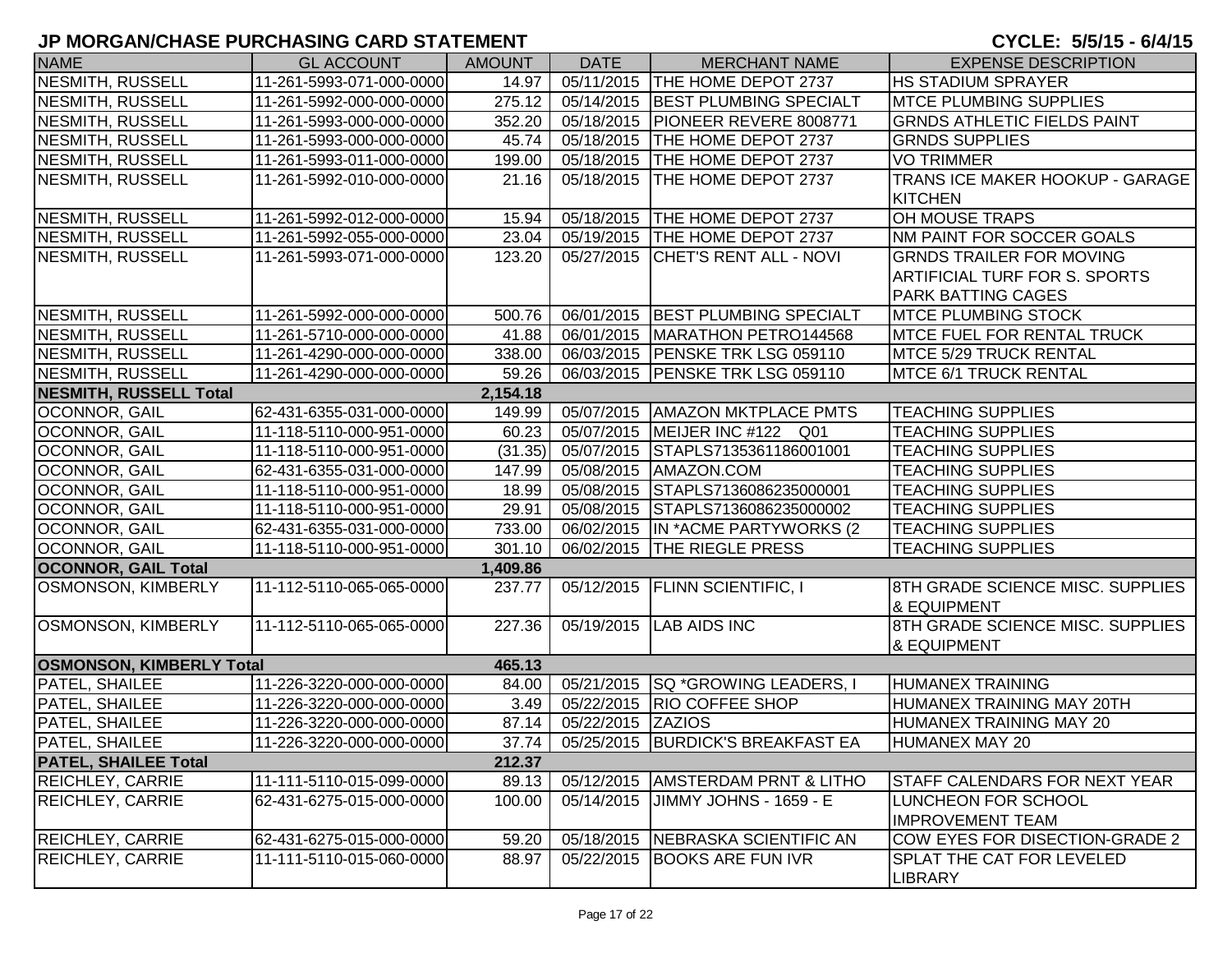## JP MORGAN/CHASE PURCHASING CARD STATEMENT

**CYCLE: 5/5/15 - 6/4/15**

| NAME | GL ACCOUNT | AMOUNT | DATE | MERCHANT NAME | EXPENSE DESCRIPTION |
|---|---|---|---|---|---|
| NESMITH, RUSSELL | 11-261-5993-071-000-0000 | 14.97 | 05/11/2015 | THE HOME DEPOT 2737 | HS STADIUM SPRAYER |
| NESMITH, RUSSELL | 11-261-5992-000-000-0000 | 275.12 | 05/14/2015 | BEST PLUMBING SPECIALT | MTCE PLUMBING SUPPLIES |
| NESMITH, RUSSELL | 11-261-5993-000-000-0000 | 352.20 | 05/18/2015 | PIONEER REVERE 8008771 | GRNDS ATHLETIC FIELDS PAINT |
| NESMITH, RUSSELL | 11-261-5993-000-000-0000 | 45.74 | 05/18/2015 | THE HOME DEPOT 2737 | GRNDS SUPPLIES |
| NESMITH, RUSSELL | 11-261-5993-011-000-0000 | 199.00 | 05/18/2015 | THE HOME DEPOT 2737 | VO TRIMMER |
| NESMITH, RUSSELL | 11-261-5992-010-000-0000 | 21.16 | 05/18/2015 | THE HOME DEPOT 2737 | TRANS ICE MAKER HOOKUP - GARAGE KITCHEN |
| NESMITH, RUSSELL | 11-261-5992-012-000-0000 | 15.94 | 05/18/2015 | THE HOME DEPOT 2737 | OH MOUSE TRAPS |
| NESMITH, RUSSELL | 11-261-5992-055-000-0000 | 23.04 | 05/19/2015 | THE HOME DEPOT 2737 | NM PAINT FOR SOCCER GOALS |
| NESMITH, RUSSELL | 11-261-5993-071-000-0000 | 123.20 | 05/27/2015 | CHET'S RENT ALL - NOVI | GRNDS TRAILER FOR MOVING ARTIFICIAL TURF FOR S. SPORTS PARK BATTING CAGES |
| NESMITH, RUSSELL | 11-261-5992-000-000-0000 | 500.76 | 06/01/2015 | BEST PLUMBING SPECIALT | MTCE PLUMBING STOCK |
| NESMITH, RUSSELL | 11-261-5710-000-000-0000 | 41.88 | 06/01/2015 | MARATHON PETRO144568 | MTCE FUEL FOR RENTAL TRUCK |
| NESMITH, RUSSELL | 11-261-4290-000-000-0000 | 338.00 | 06/03/2015 | PENSKE TRK LSG 059110 | MTCE 5/29 TRUCK RENTAL |
| NESMITH, RUSSELL | 11-261-4290-000-000-0000 | 59.26 | 06/03/2015 | PENSKE TRK LSG 059110 | MTCE 6/1 TRUCK RENTAL |
| **NESMITH, RUSSELL Total** | | **2,154.18** | | | |
| OCONNOR, GAIL | 62-431-6355-031-000-0000 | 149.99 | 05/07/2015 | AMAZON MKTPLACE PMTS | TEACHING SUPPLIES |
| OCONNOR, GAIL | 11-118-5110-000-951-0000 | 60.23 | 05/07/2015 | MEIJER INC #122 Q01 | TEACHING SUPPLIES |
| OCONNOR, GAIL | 11-118-5110-000-951-0000 | (31.35) | 05/07/2015 | STAPLS7135361186001001 | TEACHING SUPPLIES |
| OCONNOR, GAIL | 62-431-6355-031-000-0000 | 147.99 | 05/08/2015 | AMAZON.COM | TEACHING SUPPLIES |
| OCONNOR, GAIL | 11-118-5110-000-951-0000 | 18.99 | 05/08/2015 | STAPLS7136086235000001 | TEACHING SUPPLIES |
| OCONNOR, GAIL | 11-118-5110-000-951-0000 | 29.91 | 05/08/2015 | STAPLS7136086235000002 | TEACHING SUPPLIES |
| OCONNOR, GAIL | 62-431-6355-031-000-0000 | 733.00 | 06/02/2015 | IN *ACME PARTYWORKS (2 | TEACHING SUPPLIES |
| OCONNOR, GAIL | 11-118-5110-000-951-0000 | 301.10 | 06/02/2015 | THE RIEGLE PRESS | TEACHING SUPPLIES |
| **OCONNOR, GAIL Total** | | **1,409.86** | | | |
| OSMONSON, KIMBERLY | 11-112-5110-065-065-0000 | 237.77 | 05/12/2015 | FLINN SCIENTIFIC, I | 8TH GRADE SCIENCE MISC. SUPPLIES & EQUIPMENT |
| OSMONSON, KIMBERLY | 11-112-5110-065-065-0000 | 227.36 | 05/19/2015 | LAB AIDS INC | 8TH GRADE SCIENCE MISC. SUPPLIES & EQUIPMENT |
| **OSMONSON, KIMBERLY Total** | | **465.13** | | | |
| PATEL, SHAILEE | 11-226-3220-000-000-0000 | 84.00 | 05/21/2015 | SQ *GROWING LEADERS, I | HUMANEX TRAINING |
| PATEL, SHAILEE | 11-226-3220-000-000-0000 | 3.49 | 05/22/2015 | RIO COFFEE SHOP | HUMANEX TRAINING MAY 20TH |
| PATEL, SHAILEE | 11-226-3220-000-000-0000 | 87.14 | 05/22/2015 | ZAZIOS | HUMANEX TRAINING MAY 20 |
| PATEL, SHAILEE | 11-226-3220-000-000-0000 | 37.74 | 05/25/2015 | BURDICK'S BREAKFAST EA | HUMANEX MAY 20 |
| **PATEL, SHAILEE Total** | | **212.37** | | | |
| REICHLEY, CARRIE | 11-111-5110-015-099-0000 | 89.13 | 05/12/2015 | AMSTERDAM PRNT & LITHO | STAFF CALENDARS FOR NEXT YEAR |
| REICHLEY, CARRIE | 62-431-6275-015-000-0000 | 100.00 | 05/14/2015 | JIMMY JOHNS - 1659 - E | LUNCHEON FOR SCHOOL IMPROVEMENT TEAM |
| REICHLEY, CARRIE | 62-431-6275-015-000-0000 | 59.20 | 05/18/2015 | NEBRASKA SCIENTIFIC AN | COW EYES FOR DISECTION-GRADE 2 |
| REICHLEY, CARRIE | 11-111-5110-015-060-0000 | 88.97 | 05/22/2015 | BOOKS ARE FUN IVR | SPLAT THE CAT FOR LEVELED LIBRARY |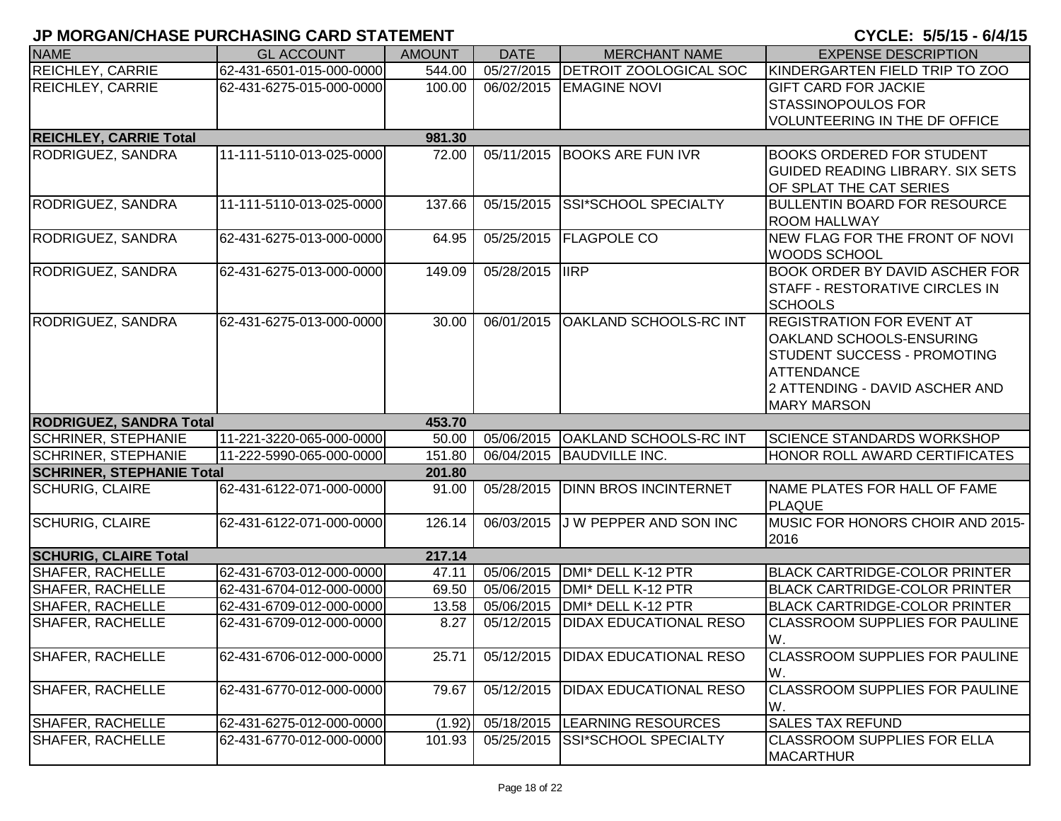## JP MORGAN/CHASE PURCHASING CARD STATEMENT

**CYCLE: 5/5/15 - 6/4/15**

| NAME | GL ACCOUNT | AMOUNT | DATE | MERCHANT NAME | EXPENSE DESCRIPTION |
|---|---|---|---|---|---|
| REICHLEY, CARRIE | 62-431-6501-015-000-0000 | 544.00 | 05/27/2015 | DETROIT ZOOLOGICAL SOC | KINDERGARTEN FIELD TRIP TO ZOO |
| REICHLEY, CARRIE | 62-431-6275-015-000-0000 | 100.00 | 06/02/2015 | EMAGINE NOVI | GIFT CARD FOR JACKIE STASSINOPOULOS FOR VOLUNTEERING IN THE DF OFFICE |
| **REICHLEY, CARRIE Total** | | **981.30** | | | |
| RODRIGUEZ, SANDRA | 11-111-5110-013-025-0000 | 72.00 | 05/11/2015 | BOOKS ARE FUN IVR | BOOKS ORDERED FOR STUDENT GUIDED READING LIBRARY. SIX SETS OF SPLAT THE CAT SERIES |
| RODRIGUEZ, SANDRA | 11-111-5110-013-025-0000 | 137.66 | 05/15/2015 | SSI*SCHOOL SPECIALTY | BULLENTIN BOARD FOR RESOURCE ROOM HALLWAY |
| RODRIGUEZ, SANDRA | 62-431-6275-013-000-0000 | 64.95 | 05/25/2015 | FLAGPOLE CO | NEW FLAG FOR THE FRONT OF NOVI WOODS SCHOOL |
| RODRIGUEZ, SANDRA | 62-431-6275-013-000-0000 | 149.09 | 05/28/2015 | IIRP | BOOK ORDER BY DAVID ASCHER FOR STAFF - RESTORATIVE CIRCLES IN SCHOOLS |
| RODRIGUEZ, SANDRA | 62-431-6275-013-000-0000 | 30.00 | 06/01/2015 | OAKLAND SCHOOLS-RC INT | REGISTRATION FOR EVENT AT OAKLAND SCHOOLS-ENSURING STUDENT SUCCESS - PROMOTING ATTENDANCE 2 ATTENDING - DAVID ASCHER AND MARY MARSON |
| **RODRIGUEZ, SANDRA Total** | | **453.70** | | | |
| SCHRINER, STEPHANIE | 11-221-3220-065-000-0000 | 50.00 | 05/06/2015 | OAKLAND SCHOOLS-RC INT | SCIENCE STANDARDS WORKSHOP |
| SCHRINER, STEPHANIE | 11-222-5990-065-000-0000 | 151.80 | 06/04/2015 | BAUDVILLE INC. | HONOR ROLL AWARD CERTIFICATES |
| **SCHRINER, STEPHANIE Total** | | **201.80** | | | |
| SCHURIG, CLAIRE | 62-431-6122-071-000-0000 | 91.00 | 05/28/2015 | DINN BROS INCINTERNET | NAME PLATES FOR HALL OF FAME PLAQUE |
| SCHURIG, CLAIRE | 62-431-6122-071-000-0000 | 126.14 | 06/03/2015 | J W PEPPER AND SON INC | MUSIC FOR HONORS CHOIR AND 2015-2016 |
| **SCHURIG, CLAIRE Total** | | **217.14** | | | |
| SHAFER, RACHELLE | 62-431-6703-012-000-0000 | 47.11 | 05/06/2015 | DMI* DELL K-12 PTR | BLACK CARTRIDGE-COLOR PRINTER |
| SHAFER, RACHELLE | 62-431-6704-012-000-0000 | 69.50 | 05/06/2015 | DMI* DELL K-12 PTR | BLACK CARTRIDGE-COLOR PRINTER |
| SHAFER, RACHELLE | 62-431-6709-012-000-0000 | 13.58 | 05/06/2015 | DMI* DELL K-12 PTR | BLACK CARTRIDGE-COLOR PRINTER |
| SHAFER, RACHELLE | 62-431-6709-012-000-0000 | 8.27 | 05/12/2015 | DIDAX EDUCATIONAL RESO | CLASSROOM SUPPLIES FOR PAULINE W. |
| SHAFER, RACHELLE | 62-431-6706-012-000-0000 | 25.71 | 05/12/2015 | DIDAX EDUCATIONAL RESO | CLASSROOM SUPPLIES FOR PAULINE W. |
| SHAFER, RACHELLE | 62-431-6770-012-000-0000 | 79.67 | 05/12/2015 | DIDAX EDUCATIONAL RESO | CLASSROOM SUPPLIES FOR PAULINE W. |
| SHAFER, RACHELLE | 62-431-6275-012-000-0000 | (1.92) | 05/18/2015 | LEARNING RESOURCES | SALES TAX REFUND |
| SHAFER, RACHELLE | 62-431-6770-012-000-0000 | 101.93 | 05/25/2015 | SSI*SCHOOL SPECIALTY | CLASSROOM SUPPLIES FOR ELLA MACARTHUR |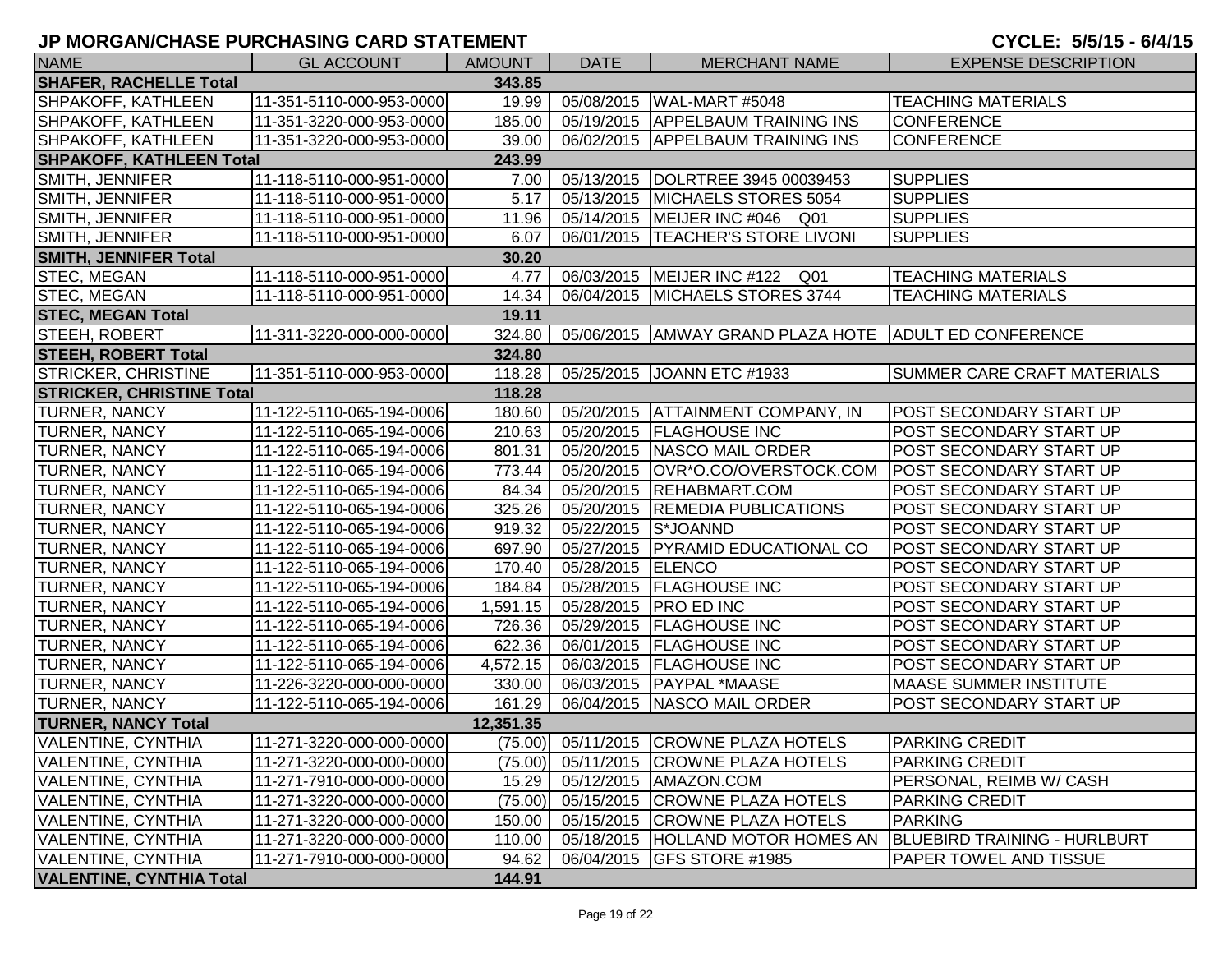# JP MORGAN/CHASE PURCHASING CARD STATEMENT

**CYCLE: 5/5/15 - 6/4/15**

| NAME | GL ACCOUNT | AMOUNT | DATE | MERCHANT NAME | EXPENSE DESCRIPTION |
|---|---|---|---|---|---|
| **SHAFER, RACHELLE Total** | | **343.85** | | | |
| SHPAKOFF, KATHLEEN | 11-351-5110-000-953-0000 | 19.99 | 05/08/2015 | WAL-MART #5048 | TEACHING MATERIALS |
| SHPAKOFF, KATHLEEN | 11-351-3220-000-953-0000 | 185.00 | 05/19/2015 | APPELBAUM TRAINING INS | CONFERENCE |
| SHPAKOFF, KATHLEEN | 11-351-3220-000-953-0000 | 39.00 | 06/02/2015 | APPELBAUM TRAINING INS | CONFERENCE |
| **SHPAKOFF, KATHLEEN Total** | | **243.99** | | | |
| SMITH, JENNIFER | 11-118-5110-000-951-0000 | 7.00 | 05/13/2015 | DOLRTREE 3945 00039453 | SUPPLIES |
| SMITH, JENNIFER | 11-118-5110-000-951-0000 | 5.17 | 05/13/2015 | MICHAELS STORES 5054 | SUPPLIES |
| SMITH, JENNIFER | 11-118-5110-000-951-0000 | 11.96 | 05/14/2015 | MEIJER INC #046 Q01 | SUPPLIES |
| SMITH, JENNIFER | 11-118-5110-000-951-0000 | 6.07 | 06/01/2015 | TEACHER'S STORE LIVONI | SUPPLIES |
| **SMITH, JENNIFER Total** | | **30.20** | | | |
| STEC, MEGAN | 11-118-5110-000-951-0000 | 4.77 | 06/03/2015 | MEIJER INC #122 Q01 | TEACHING MATERIALS |
| STEC, MEGAN | 11-118-5110-000-951-0000 | 14.34 | 06/04/2015 | MICHAELS STORES 3744 | TEACHING MATERIALS |
| **STEC, MEGAN Total** | | **19.11** | | | |
| STEEH, ROBERT | 11-311-3220-000-000-0000 | 324.80 | 05/06/2015 | AMWAY GRAND PLAZA HOTE | ADULT ED CONFERENCE |
| **STEEH, ROBERT Total** | | **324.80** | | | |
| STRICKER, CHRISTINE | 11-351-5110-000-953-0000 | 118.28 | 05/25/2015 | JOANN ETC #1933 | SUMMER CARE CRAFT MATERIALS |
| **STRICKER, CHRISTINE Total** | | **118.28** | | | |
| TURNER, NANCY | 11-122-5110-065-194-0006 | 180.60 | 05/20/2015 | ATTAINMENT COMPANY, IN | POST SECONDARY START UP |
| TURNER, NANCY | 11-122-5110-065-194-0006 | 210.63 | 05/20/2015 | FLAGHOUSE INC | POST SECONDARY START UP |
| TURNER, NANCY | 11-122-5110-065-194-0006 | 801.31 | 05/20/2015 | NASCO MAIL ORDER | POST SECONDARY START UP |
| TURNER, NANCY | 11-122-5110-065-194-0006 | 773.44 | 05/20/2015 | OVR*O.CO/OVERSTOCK.COM | POST SECONDARY START UP |
| TURNER, NANCY | 11-122-5110-065-194-0006 | 84.34 | 05/20/2015 | REHABMART.COM | POST SECONDARY START UP |
| TURNER, NANCY | 11-122-5110-065-194-0006 | 325.26 | 05/20/2015 | REMEDIA PUBLICATIONS | POST SECONDARY START UP |
| TURNER, NANCY | 11-122-5110-065-194-0006 | 919.32 | 05/22/2015 | S*JOANND | POST SECONDARY START UP |
| TURNER, NANCY | 11-122-5110-065-194-0006 | 697.90 | 05/27/2015 | PYRAMID EDUCATIONAL CO | POST SECONDARY START UP |
| TURNER, NANCY | 11-122-5110-065-194-0006 | 170.40 | 05/28/2015 | ELENCO | POST SECONDARY START UP |
| TURNER, NANCY | 11-122-5110-065-194-0006 | 184.84 | 05/28/2015 | FLAGHOUSE INC | POST SECONDARY START UP |
| TURNER, NANCY | 11-122-5110-065-194-0006 | 1,591.15 | 05/28/2015 | PRO ED INC | POST SECONDARY START UP |
| TURNER, NANCY | 11-122-5110-065-194-0006 | 726.36 | 05/29/2015 | FLAGHOUSE INC | POST SECONDARY START UP |
| TURNER, NANCY | 11-122-5110-065-194-0006 | 622.36 | 06/01/2015 | FLAGHOUSE INC | POST SECONDARY START UP |
| TURNER, NANCY | 11-122-5110-065-194-0006 | 4,572.15 | 06/03/2015 | FLAGHOUSE INC | POST SECONDARY START UP |
| TURNER, NANCY | 11-226-3220-000-000-0000 | 330.00 | 06/03/2015 | PAYPAL *MAASE | MAASE SUMMER INSTITUTE |
| TURNER, NANCY | 11-122-5110-065-194-0006 | 161.29 | 06/04/2015 | NASCO MAIL ORDER | POST SECONDARY START UP |
| **TURNER, NANCY Total** | | **12,351.35** | | | |
| VALENTINE, CYNTHIA | 11-271-3220-000-000-0000 | (75.00) | 05/11/2015 | CROWNE PLAZA HOTELS | PARKING CREDIT |
| VALENTINE, CYNTHIA | 11-271-3220-000-000-0000 | (75.00) | 05/11/2015 | CROWNE PLAZA HOTELS | PARKING CREDIT |
| VALENTINE, CYNTHIA | 11-271-7910-000-000-0000 | 15.29 | 05/12/2015 | AMAZON.COM | PERSONAL, REIMB W/ CASH |
| VALENTINE, CYNTHIA | 11-271-3220-000-000-0000 | (75.00) | 05/15/2015 | CROWNE PLAZA HOTELS | PARKING CREDIT |
| VALENTINE, CYNTHIA | 11-271-3220-000-000-0000 | 150.00 | 05/15/2015 | CROWNE PLAZA HOTELS | PARKING |
| VALENTINE, CYNTHIA | 11-271-3220-000-000-0000 | 110.00 | 05/18/2015 | HOLLAND MOTOR HOMES AN | BLUEBIRD TRAINING - HURLBURT |
| VALENTINE, CYNTHIA | 11-271-7910-000-000-0000 | 94.62 | 06/04/2015 | GFS STORE #1985 | PAPER TOWEL AND TISSUE |
| **VALENTINE, CYNTHIA Total** | | **144.91** | | | |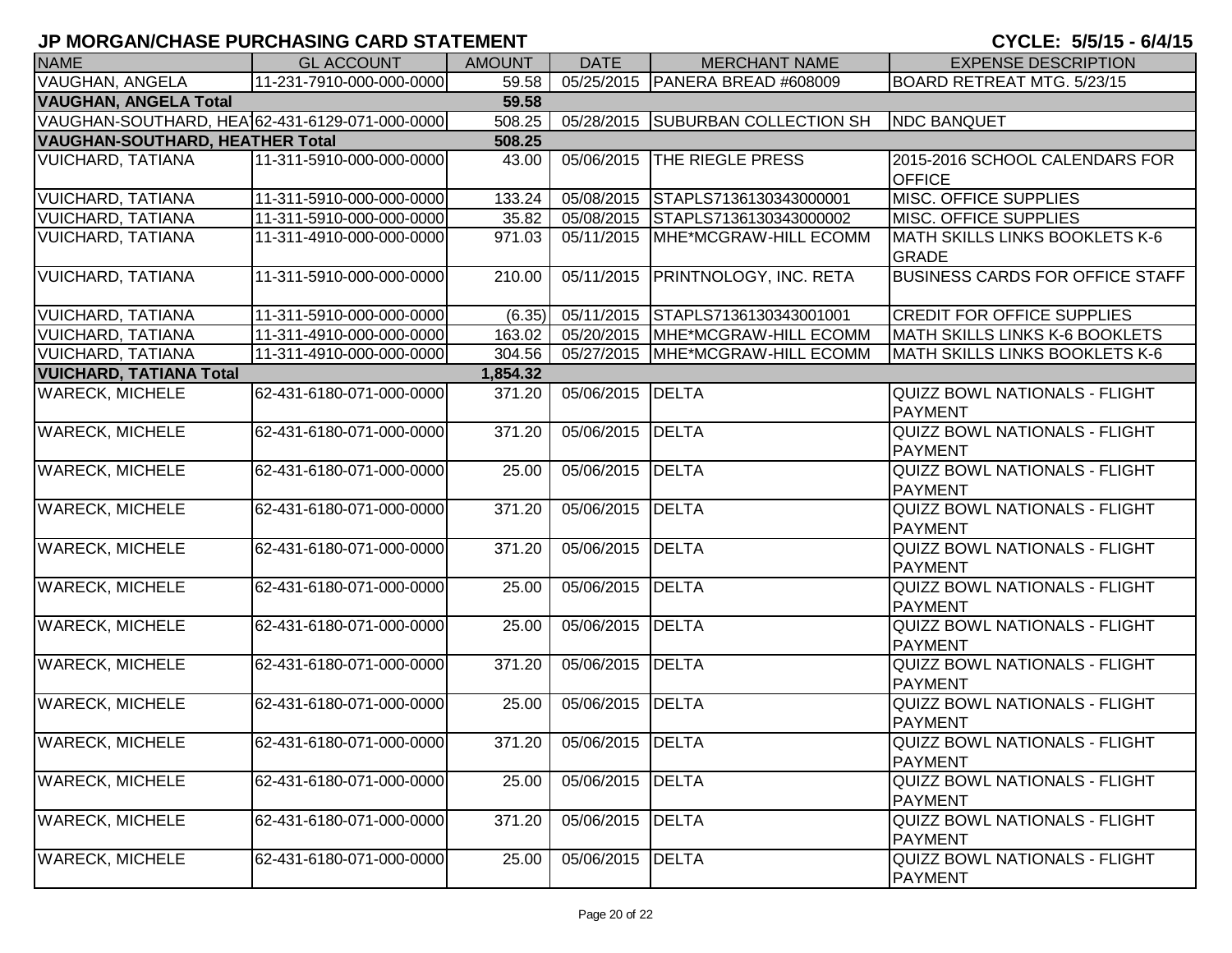# JP MORGAN/CHASE PURCHASING CARD STATEMENT

**CYCLE: 5/5/15 - 6/4/15**

| NAME | GL ACCOUNT | AMOUNT | DATE | MERCHANT NAME | EXPENSE DESCRIPTION |
|---|---|---|---|---|---|
| VAUGHAN, ANGELA | 11-231-7910-000-000-0000 | 59.58 | 05/25/2015 | PANERA BREAD #608009 | BOARD RETREAT MTG. 5/23/15 |
| **VAUGHAN, ANGELA Total** | | **59.58** | | | |
| VAUGHAN-SOUTHARD, HEA | 62-431-6129-071-000-0000 | 508.25 | 05/28/2015 | SUBURBAN COLLECTION SH | NDC BANQUET |
| **VAUGHAN-SOUTHARD, HEATHER Total** | | **508.25** | | | |
| VUICHARD, TATIANA | 11-311-5910-000-000-0000 | 43.00 | 05/06/2015 | THE RIEGLE PRESS | 2015-2016 SCHOOL CALENDARS FOR OFFICE |
| VUICHARD, TATIANA | 11-311-5910-000-000-0000 | 133.24 | 05/08/2015 | STAPLS7136130343000001 | MISC. OFFICE SUPPLIES |
| VUICHARD, TATIANA | 11-311-5910-000-000-0000 | 35.82 | 05/08/2015 | STAPLS7136130343000002 | MISC. OFFICE SUPPLIES |
| VUICHARD, TATIANA | 11-311-4910-000-000-0000 | 971.03 | 05/11/2015 | MHE*MCGRAW-HILL ECOMM | MATH SKILLS LINKS BOOKLETS K-6 GRADE |
| VUICHARD, TATIANA | 11-311-5910-000-000-0000 | 210.00 | 05/11/2015 | PRINTNOLOGY, INC. RETA | BUSINESS CARDS FOR OFFICE STAFF |
| VUICHARD, TATIANA | 11-311-5910-000-000-0000 | (6.35) | 05/11/2015 | STAPLS7136130343001001 | CREDIT FOR OFFICE SUPPLIES |
| VUICHARD, TATIANA | 11-311-4910-000-000-0000 | 163.02 | 05/20/2015 | MHE*MCGRAW-HILL ECOMM | MATH SKILLS LINKS K-6 BOOKLETS |
| VUICHARD, TATIANA | 11-311-4910-000-000-0000 | 304.56 | 05/27/2015 | MHE*MCGRAW-HILL ECOMM | MATH SKILLS LINKS BOOKLETS K-6 |
| **VUICHARD, TATIANA Total** | | **1,854.32** | | | |
| WARECK, MICHELE | 62-431-6180-071-000-0000 | 371.20 | 05/06/2015 | DELTA | QUIZZ BOWL NATIONALS - FLIGHT PAYMENT |
| WARECK, MICHELE | 62-431-6180-071-000-0000 | 371.20 | 05/06/2015 | DELTA | QUIZZ BOWL NATIONALS - FLIGHT PAYMENT |
| WARECK, MICHELE | 62-431-6180-071-000-0000 | 25.00 | 05/06/2015 | DELTA | QUIZZ BOWL NATIONALS - FLIGHT PAYMENT |
| WARECK, MICHELE | 62-431-6180-071-000-0000 | 371.20 | 05/06/2015 | DELTA | QUIZZ BOWL NATIONALS - FLIGHT PAYMENT |
| WARECK, MICHELE | 62-431-6180-071-000-0000 | 371.20 | 05/06/2015 | DELTA | QUIZZ BOWL NATIONALS - FLIGHT PAYMENT |
| WARECK, MICHELE | 62-431-6180-071-000-0000 | 25.00 | 05/06/2015 | DELTA | QUIZZ BOWL NATIONALS - FLIGHT PAYMENT |
| WARECK, MICHELE | 62-431-6180-071-000-0000 | 25.00 | 05/06/2015 | DELTA | QUIZZ BOWL NATIONALS - FLIGHT PAYMENT |
| WARECK, MICHELE | 62-431-6180-071-000-0000 | 371.20 | 05/06/2015 | DELTA | QUIZZ BOWL NATIONALS - FLIGHT PAYMENT |
| WARECK, MICHELE | 62-431-6180-071-000-0000 | 25.00 | 05/06/2015 | DELTA | QUIZZ BOWL NATIONALS - FLIGHT PAYMENT |
| WARECK, MICHELE | 62-431-6180-071-000-0000 | 371.20 | 05/06/2015 | DELTA | QUIZZ BOWL NATIONALS - FLIGHT PAYMENT |
| WARECK, MICHELE | 62-431-6180-071-000-0000 | 25.00 | 05/06/2015 | DELTA | QUIZZ BOWL NATIONALS - FLIGHT PAYMENT |
| WARECK, MICHELE | 62-431-6180-071-000-0000 | 371.20 | 05/06/2015 | DELTA | QUIZZ BOWL NATIONALS - FLIGHT PAYMENT |
| WARECK, MICHELE | 62-431-6180-071-000-0000 | 25.00 | 05/06/2015 | DELTA | QUIZZ BOWL NATIONALS - FLIGHT PAYMENT |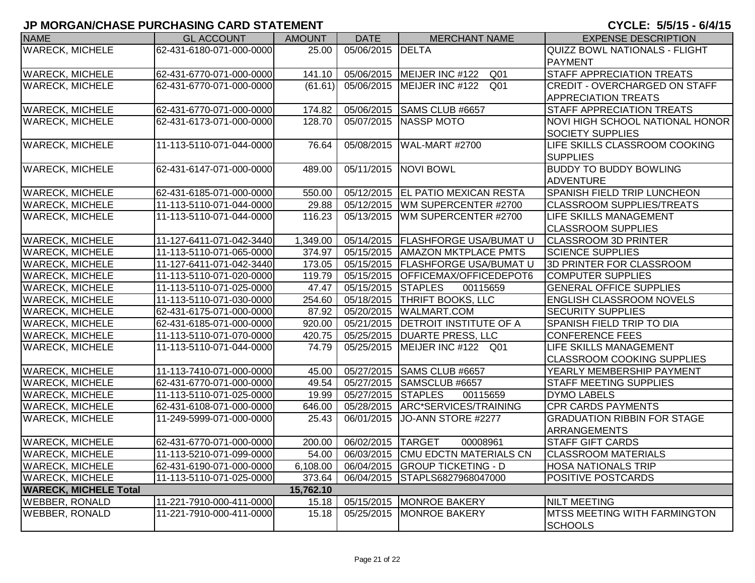# JP MORGAN/CHASE PURCHASING CARD STATEMENT

**CYCLE: 5/5/15 - 6/4/15**

| NAME | GL ACCOUNT | AMOUNT | DATE | MERCHANT NAME | EXPENSE DESCRIPTION |
|---|---|---|---|---|---|
| WARECK, MICHELE | 62-431-6180-071-000-0000 | 25.00 | 05/06/2015 | DELTA | QUIZZ BOWL NATIONALS - FLIGHT PAYMENT |
| WARECK, MICHELE | 62-431-6770-071-000-0000 | 141.10 | 05/06/2015 | MEIJER INC #122 Q01 | STAFF APPRECIATION TREATS |
| WARECK, MICHELE | 62-431-6770-071-000-0000 | (61.61) | 05/06/2015 | MEIJER INC #122 Q01 | CREDIT - OVERCHARGED ON STAFF APPRECIATION TREATS |
| WARECK, MICHELE | 62-431-6770-071-000-0000 | 174.82 | 05/06/2015 | SAMS CLUB #6657 | STAFF APPRECIATION TREATS |
| WARECK, MICHELE | 62-431-6173-071-000-0000 | 128.70 | 05/07/2015 | NASSP MOTO | NOVI HIGH SCHOOL NATIONAL HONOR SOCIETY SUPPLIES |
| WARECK, MICHELE | 11-113-5110-071-044-0000 | 76.64 | 05/08/2015 | WAL-MART #2700 | LIFE SKILLS CLASSROOM COOKING SUPPLIES |
| WARECK, MICHELE | 62-431-6147-071-000-0000 | 489.00 | 05/11/2015 | NOVI BOWL | BUDDY TO BUDDY BOWLING ADVENTURE |
| WARECK, MICHELE | 62-431-6185-071-000-0000 | 550.00 | 05/12/2015 | EL PATIO MEXICAN RESTA | SPANISH FIELD TRIP LUNCHEON |
| WARECK, MICHELE | 11-113-5110-071-044-0000 | 29.88 | 05/12/2015 | WM SUPERCENTER #2700 | CLASSROOM SUPPLIES/TREATS |
| WARECK, MICHELE | 11-113-5110-071-044-0000 | 116.23 | 05/13/2015 | WM SUPERCENTER #2700 | LIFE SKILLS MANAGEMENT CLASSROOM SUPPLIES |
| WARECK, MICHELE | 11-127-6411-071-042-3440 | 1,349.00 | 05/14/2015 | FLASHFORGE USA/BUMAT U | CLASSROOM 3D PRINTER |
| WARECK, MICHELE | 11-113-5110-071-065-0000 | 374.97 | 05/15/2015 | AMAZON MKTPLACE PMTS | SCIENCE SUPPLIES |
| WARECK, MICHELE | 11-127-6411-071-042-3440 | 173.05 | 05/15/2015 | FLASHFORGE USA/BUMAT U | 3D PRINTER FOR CLASSROOM |
| WARECK, MICHELE | 11-113-5110-071-020-0000 | 119.79 | 05/15/2015 | OFFICEMAX/OFFICEDEPOT6 | COMPUTER SUPPLIES |
| WARECK, MICHELE | 11-113-5110-071-025-0000 | 47.47 | 05/15/2015 | STAPLES 00115659 | GENERAL OFFICE SUPPLIES |
| WARECK, MICHELE | 11-113-5110-071-030-0000 | 254.60 | 05/18/2015 | THRIFT BOOKS, LLC | ENGLISH CLASSROOM NOVELS |
| WARECK, MICHELE | 62-431-6175-071-000-0000 | 87.92 | 05/20/2015 | WALMART.COM | SECURITY SUPPLIES |
| WARECK, MICHELE | 62-431-6185-071-000-0000 | 920.00 | 05/21/2015 | DETROIT INSTITUTE OF A | SPANISH FIELD TRIP TO DIA |
| WARECK, MICHELE | 11-113-5110-071-070-0000 | 420.75 | 05/25/2015 | DUARTE PRESS, LLC | CONFERENCE FEES |
| WARECK, MICHELE | 11-113-5110-071-044-0000 | 74.79 | 05/25/2015 | MEIJER INC #122 Q01 | LIFE SKILLS MANAGEMENT CLASSROOM COOKING SUPPLIES |
| WARECK, MICHELE | 11-113-7410-071-000-0000 | 45.00 | 05/27/2015 | SAMS CLUB #6657 | YEARLY MEMBERSHIP PAYMENT |
| WARECK, MICHELE | 62-431-6770-071-000-0000 | 49.54 | 05/27/2015 | SAMSCLUB #6657 | STAFF MEETING SUPPLIES |
| WARECK, MICHELE | 11-113-5110-071-025-0000 | 19.99 | 05/27/2015 | STAPLES 00115659 | DYMO LABELS |
| WARECK, MICHELE | 62-431-6108-071-000-0000 | 646.00 | 05/28/2015 | ARC*SERVICES/TRAINING | CPR CARDS PAYMENTS |
| WARECK, MICHELE | 11-249-5999-071-000-0000 | 25.43 | 06/01/2015 | JO-ANN STORE #2277 | GRADUATION RIBBIN FOR STAGE ARRANGEMENTS |
| WARECK, MICHELE | 62-431-6770-071-000-0000 | 200.00 | 06/02/2015 | TARGET 00008961 | STAFF GIFT CARDS |
| WARECK, MICHELE | 11-113-5210-071-099-0000 | 54.00 | 06/03/2015 | CMU EDCTN MATERIALS CN | CLASSROOM MATERIALS |
| WARECK, MICHELE | 62-431-6190-071-000-0000 | 6,108.00 | 06/04/2015 | GROUP TICKETING - D | HOSA NATIONALS TRIP |
| WARECK, MICHELE | 11-113-5110-071-025-0000 | 373.64 | 06/04/2015 | STAPLS6827968047000 | POSITIVE POSTCARDS |
| **WARECK, MICHELE Total** | | **15,762.10** | | | |
| WEBBER, RONALD | 11-221-7910-000-411-0000 | 15.18 | 05/15/2015 | MONROE BAKERY | NILT MEETING |
| WEBBER, RONALD | 11-221-7910-000-411-0000 | 15.18 | 05/25/2015 | MONROE BAKERY | MTSS MEETING WITH FARMINGTON SCHOOLS |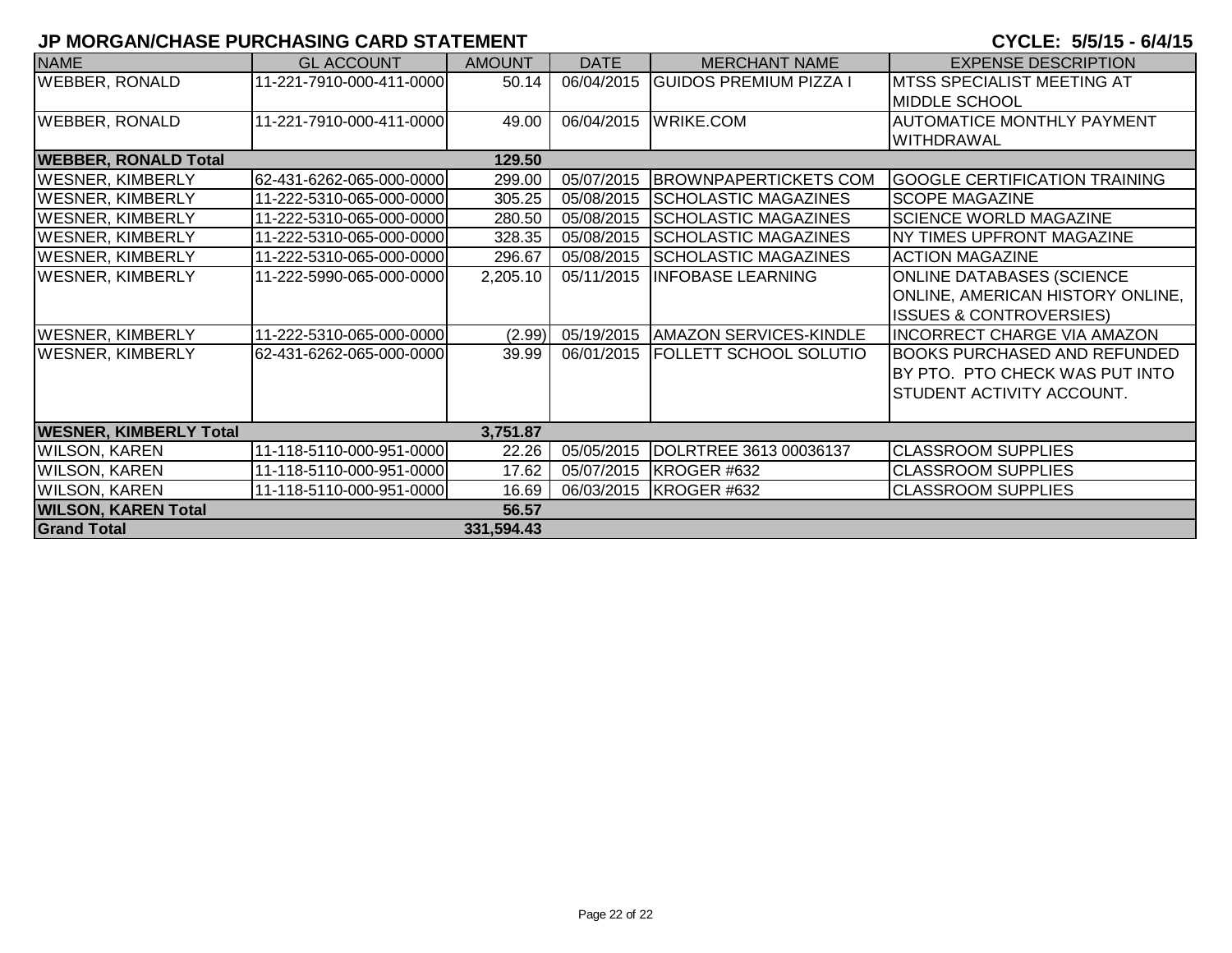# JP MORGAN/CHASE PURCHASING CARD STATEMENT

**CYCLE: 5/5/15 - 6/4/15**

| NAME | GL ACCOUNT | AMOUNT | DATE | MERCHANT NAME | EXPENSE DESCRIPTION |
|---|---|---|---|---|---|
| WEBBER, RONALD | 11-221-7910-000-411-0000 | 50.14 | 06/04/2015 | GUIDOS PREMIUM PIZZA I | MTSS SPECIALIST MEETING AT MIDDLE SCHOOL |
| WEBBER, RONALD | 11-221-7910-000-411-0000 | 49.00 | 06/04/2015 | WRIKE.COM | AUTOMATICE MONTHLY PAYMENT WITHDRAWAL |
| **WEBBER, RONALD Total** | | **129.50** | | | |
| WESNER, KIMBERLY | 62-431-6262-065-000-0000 | 299.00 | 05/07/2015 | BROWNPAPERTICKETS COM | GOOGLE CERTIFICATION TRAINING |
| WESNER, KIMBERLY | 11-222-5310-065-000-0000 | 305.25 | 05/08/2015 | SCHOLASTIC MAGAZINES | SCOPE MAGAZINE |
| WESNER, KIMBERLY | 11-222-5310-065-000-0000 | 280.50 | 05/08/2015 | SCHOLASTIC MAGAZINES | SCIENCE WORLD MAGAZINE |
| WESNER, KIMBERLY | 11-222-5310-065-000-0000 | 328.35 | 05/08/2015 | SCHOLASTIC MAGAZINES | NY TIMES UPFRONT MAGAZINE |
| WESNER, KIMBERLY | 11-222-5310-065-000-0000 | 296.67 | 05/08/2015 | SCHOLASTIC MAGAZINES | ACTION MAGAZINE |
| WESNER, KIMBERLY | 11-222-5990-065-000-0000 | 2,205.10 | 05/11/2015 | INFOBASE LEARNING | ONLINE DATABASES (SCIENCE ONLINE, AMERICAN HISTORY ONLINE, ISSUES & CONTROVERSIES) |
| WESNER, KIMBERLY | 11-222-5310-065-000-0000 | (2.99) | 05/19/2015 | AMAZON SERVICES-KINDLE | INCORRECT CHARGE VIA AMAZON |
| WESNER, KIMBERLY | 62-431-6262-065-000-0000 | 39.99 | 06/01/2015 | FOLLETT SCHOOL SOLUTIO | BOOKS PURCHASED AND REFUNDED BY PTO. PTO CHECK WAS PUT INTO STUDENT ACTIVITY ACCOUNT. |
| **WESNER, KIMBERLY Total** | | **3,751.87** | | | |
| WILSON, KAREN | 11-118-5110-000-951-0000 | 22.26 | 05/05/2015 | DOLRTREE 3613 00036137 | CLASSROOM SUPPLIES |
| WILSON, KAREN | 11-118-5110-000-951-0000 | 17.62 | 05/07/2015 | KROGER #632 | CLASSROOM SUPPLIES |
| WILSON, KAREN | 11-118-5110-000-951-0000 | 16.69 | 06/03/2015 | KROGER #632 | CLASSROOM SUPPLIES |
| **WILSON, KAREN Total** | | **56.57** | | | |
| **Grand Total** | | **331,594.43** | | | |